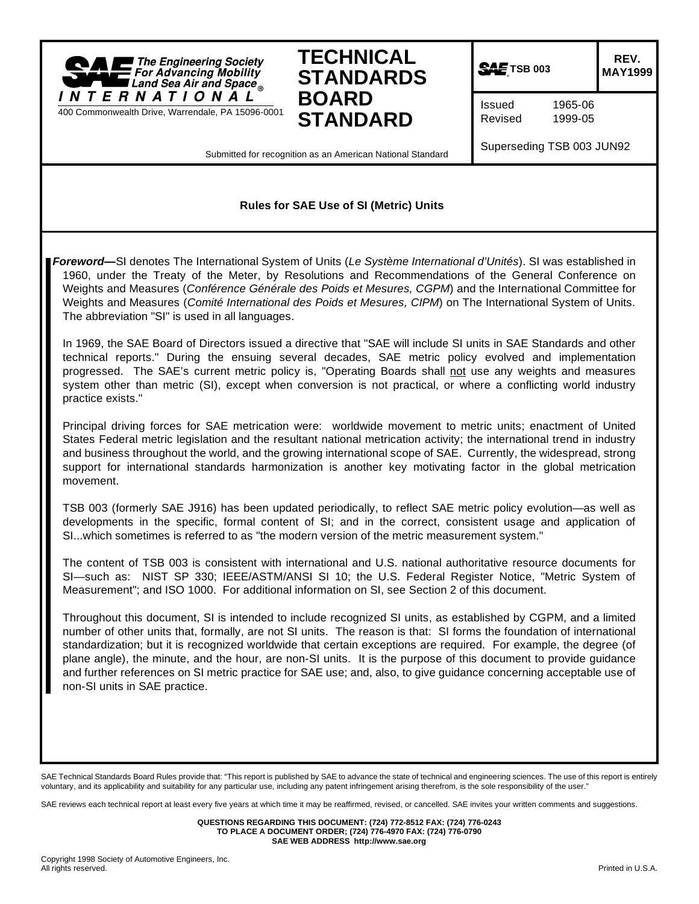SAE The Engineering Society For Advancing Mobility Land Sea Air and Space®
INTERNATIONAL®

400 Commonwealth Drive, Warrendale, PA 15096-0001

# TECHNICAL STANDARDS BOARD STANDARD

**SAE TSB 003** | **REV. MAY1999**

Issued 1965-06
Revised 1999-05

Superseding TSB 003 JUN92

Submitted for recognition as an American National Standard

## Rules for SAE Use of SI (Metric) Units

***Foreword—*** SI denotes The International System of Units (*Le Système International d'Unités*). SI was established in 1960, under the Treaty of the Meter, by Resolutions and Recommendations of the General Conference on Weights and Measures (*Conférence Générale des Poids et Mesures, CGPM*) and the International Committee for Weights and Measures (*Comité International des Poids et Mesures, CIPM*) on The International System of Units. The abbreviation "SI" is used in all languages.

In 1969, the SAE Board of Directors issued a directive that "SAE will include SI units in SAE Standards and other technical reports." During the ensuing several decades, SAE metric policy evolved and implementation progressed. The SAE's current metric policy is, "Operating Boards shall not use any weights and measures system other than metric (SI), except when conversion is not practical, or where a conflicting world industry practice exists."

Principal driving forces for SAE metrication were: worldwide movement to metric units; enactment of United States Federal metric legislation and the resultant national metrication activity; the international trend in industry and business throughout the world, and the growing international scope of SAE. Currently, the widespread, strong support for international standards harmonization is another key motivating factor in the global metrication movement.

TSB 003 (formerly SAE J916) has been updated periodically, to reflect SAE metric policy evolution—as well as developments in the specific, formal content of SI; and in the correct, consistent usage and application of SI...which sometimes is referred to as "the modern version of the metric measurement system."

The content of TSB 003 is consistent with international and U.S. national authoritative resource documents for SI—such as: NIST SP 330; IEEE/ASTM/ANSI SI 10; the U.S. Federal Register Notice, "Metric System of Measurement"; and ISO 1000. For additional information on SI, see Section 2 of this document.

Throughout this document, SI is intended to include recognized SI units, as established by CGPM, and a limited number of other units that, formally, are not SI units. The reason is that: SI forms the foundation of international standardization; but it is recognized worldwide that certain exceptions are required. For example, the degree (of plane angle), the minute, and the hour, are non-SI units. It is the purpose of this document to provide guidance and further references on SI metric practice for SAE use; and, also, to give guidance concerning acceptable use of non-SI units in SAE practice.

SAE Technical Standards Board Rules provide that: "This report is published by SAE to advance the state of technical and engineering sciences. The use of this report is entirely voluntary, and its applicability and suitability for any particular use, including any patent infringement arising therefrom, is the sole responsibility of the user."

SAE reviews each technical report at least every five years at which time it may be reaffirmed, revised, or cancelled. SAE invites your written comments and suggestions.

**QUESTIONS REGARDING THIS DOCUMENT: (724) 772-8512 FAX: (724) 776-0243**
**TO PLACE A DOCUMENT ORDER; (724) 776-4970 FAX: (724) 776-0790**
**SAE WEB ADDRESS http://www.sae.org**

Copyright 1998 Society of Automotive Engineers, Inc.
All rights reserved.

Printed in U.S.A.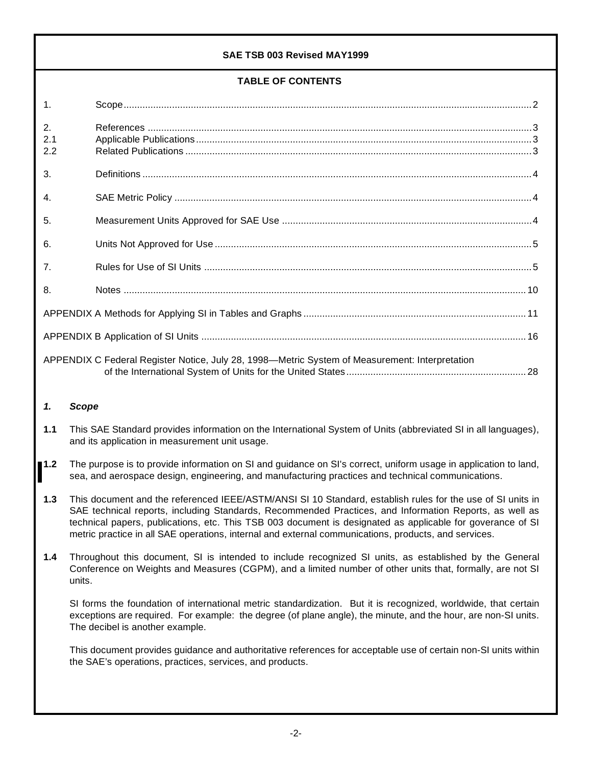## TABLE OF CONTENTS

| | | |
|---|---|---|
| 1. | Scope | 2 |
| 2. | References | 3 |
| 2.1 | Applicable Publications | 3 |
| 2.2 | Related Publications | 3 |
| 3. | Definitions | 4 |
| 4. | SAE Metric Policy | 4 |
| 5. | Measurement Units Approved for SAE Use | 4 |
| 6. | Units Not Approved for Use | 5 |
| 7. | Rules for Use of SI Units | 5 |
| 8. | Notes | 10 |

APPENDIX A Methods for Applying SI in Tables and Graphs ... 11

APPENDIX B Application of SI Units ... 16

APPENDIX C Federal Register Notice, July 28, 1998—Metric System of Measurement: Interpretation of the International System of Units for the United States ... 28

## *1. Scope*

**1.1** This SAE Standard provides information on the International System of Units (abbreviated SI in all languages), and its application in measurement unit usage.

**1.2** The purpose is to provide information on SI and guidance on SI's correct, uniform usage in application to land, sea, and aerospace design, engineering, and manufacturing practices and technical communications.

**1.3** This document and the referenced IEEE/ASTM/ANSI SI 10 Standard, establish rules for the use of SI units in SAE technical reports, including Standards, Recommended Practices, and Information Reports, as well as technical papers, publications, etc. This TSB 003 document is designated as applicable for goverance of SI metric practice in all SAE operations, internal and external communications, products, and services.

**1.4** Throughout this document, SI is intended to include recognized SI units, as established by the General Conference on Weights and Measures (CGPM), and a limited number of other units that, formally, are not SI units.

SI forms the foundation of international metric standardization. But it is recognized, worldwide, that certain exceptions are required. For example: the degree (of plane angle), the minute, and the hour, are non-SI units. The decibel is another example.

This document provides guidance and authoritative references for acceptable use of certain non-SI units within the SAE's operations, practices, services, and products.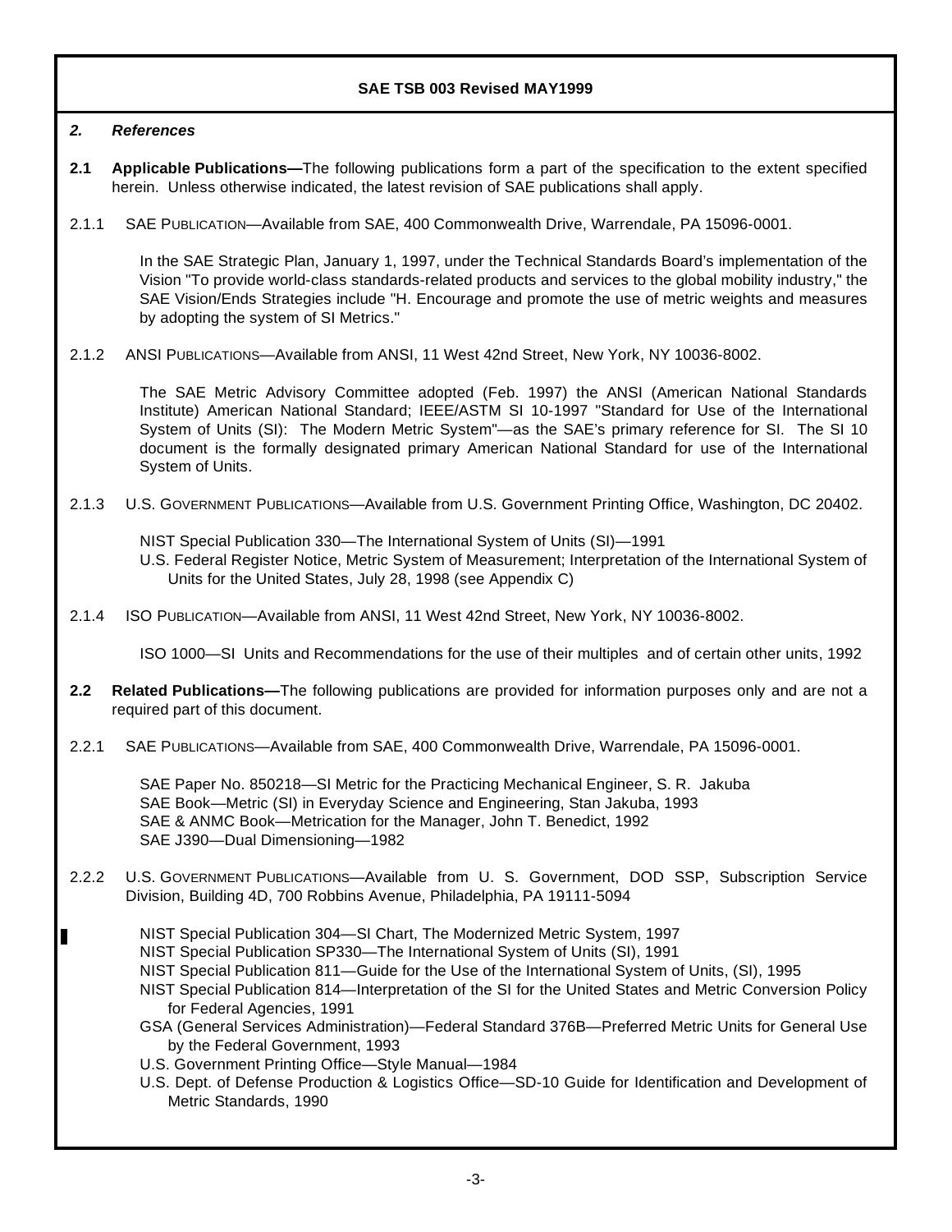## *2. References*

**2.1 Applicable Publications—**The following publications form a part of the specification to the extent specified herein. Unless otherwise indicated, the latest revision of SAE publications shall apply.

2.1.1 SAE PUBLICATION—Available from SAE, 400 Commonwealth Drive, Warrendale, PA 15096-0001.

In the SAE Strategic Plan, January 1, 1997, under the Technical Standards Board's implementation of the Vision "To provide world-class standards-related products and services to the global mobility industry," the SAE Vision/Ends Strategies include "H. Encourage and promote the use of metric weights and measures by adopting the system of SI Metrics."

2.1.2 ANSI PUBLICATIONS—Available from ANSI, 11 West 42nd Street, New York, NY 10036-8002.

The SAE Metric Advisory Committee adopted (Feb. 1997) the ANSI (American National Standards Institute) American National Standard; IEEE/ASTM SI 10-1997 "Standard for Use of the International System of Units (SI): The Modern Metric System"—as the SAE's primary reference for SI. The SI 10 document is the formally designated primary American National Standard for use of the International System of Units.

2.1.3 U.S. GOVERNMENT PUBLICATIONS—Available from U.S. Government Printing Office, Washington, DC 20402.

NIST Special Publication 330—The International System of Units (SI)—1991
U.S. Federal Register Notice, Metric System of Measurement; Interpretation of the International System of Units for the United States, July 28, 1998 (see Appendix C)

2.1.4 ISO PUBLICATION—Available from ANSI, 11 West 42nd Street, New York, NY 10036-8002.

ISO 1000—SI Units and Recommendations for the use of their multiples and of certain other units, 1992

**2.2 Related Publications—**The following publications are provided for information purposes only and are not a required part of this document.

2.2.1 SAE PUBLICATIONS—Available from SAE, 400 Commonwealth Drive, Warrendale, PA 15096-0001.

SAE Paper No. 850218—SI Metric for the Practicing Mechanical Engineer, S. R. Jakuba
SAE Book—Metric (SI) in Everyday Science and Engineering, Stan Jakuba, 1993
SAE & ANMC Book—Metrication for the Manager, John T. Benedict, 1992
SAE J390—Dual Dimensioning—1982

2.2.2 U.S. GOVERNMENT PUBLICATIONS—Available from U. S. Government, DOD SSP, Subscription Service Division, Building 4D, 700 Robbins Avenue, Philadelphia, PA 19111-5094

NIST Special Publication 304—SI Chart, The Modernized Metric System, 1997
NIST Special Publication SP330—The International System of Units (SI), 1991
NIST Special Publication 811—Guide for the Use of the International System of Units, (SI), 1995
NIST Special Publication 814—Interpretation of the SI for the United States and Metric Conversion Policy for Federal Agencies, 1991
GSA (General Services Administration)—Federal Standard 376B—Preferred Metric Units for General Use by the Federal Government, 1993
U.S. Government Printing Office—Style Manual—1984
U.S. Dept. of Defense Production & Logistics Office—SD-10 Guide for Identification and Development of Metric Standards, 1990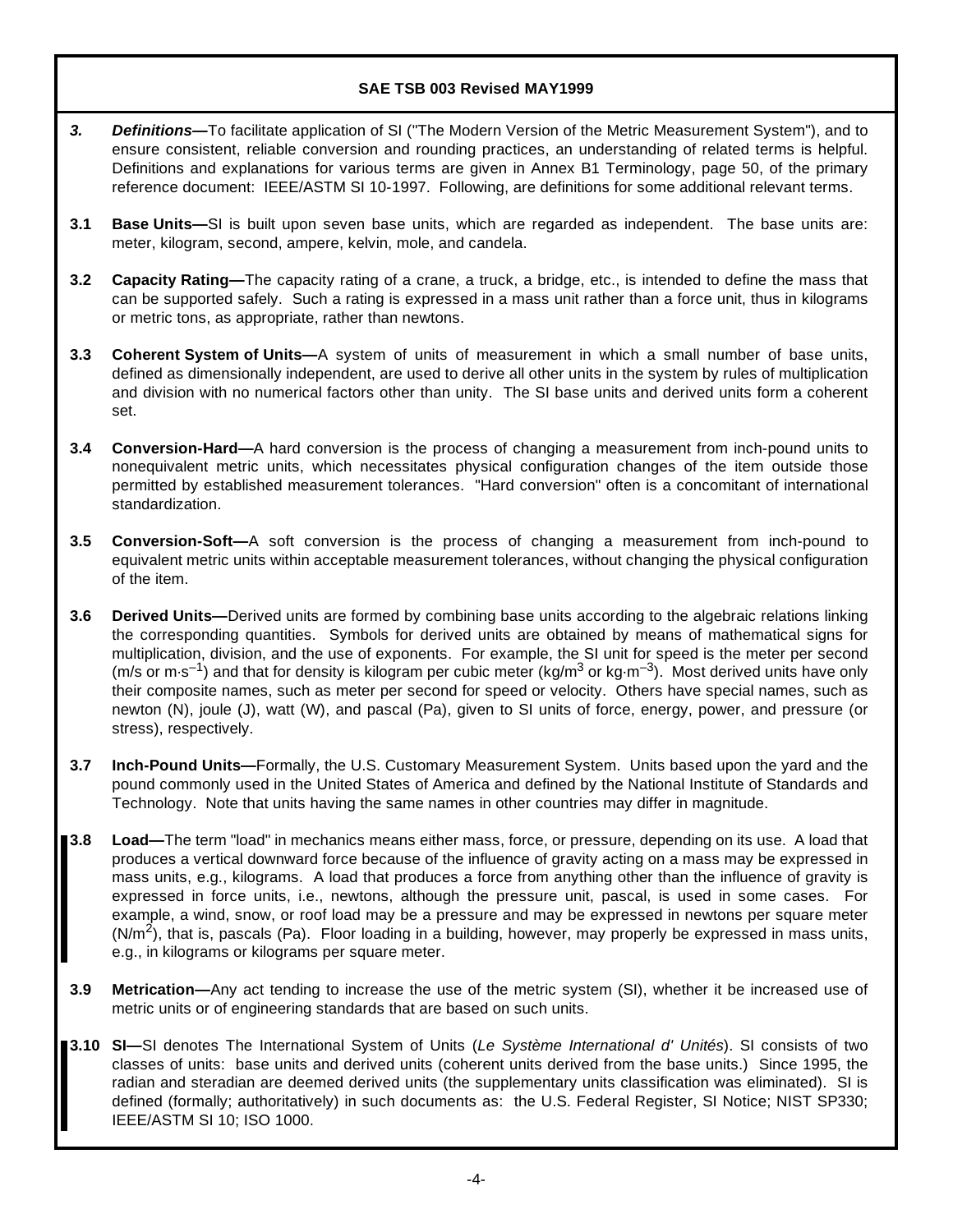***3. Definitions—***To facilitate application of SI ("The Modern Version of the Metric Measurement System"), and to ensure consistent, reliable conversion and rounding practices, an understanding of related terms is helpful. Definitions and explanations for various terms are given in Annex B1 Terminology, page 50, of the primary reference document: IEEE/ASTM SI 10-1997. Following, are definitions for some additional relevant terms.

**3.1 Base Units—**SI is built upon seven base units, which are regarded as independent. The base units are: meter, kilogram, second, ampere, kelvin, mole, and candela.

**3.2 Capacity Rating—**The capacity rating of a crane, a truck, a bridge, etc., is intended to define the mass that can be supported safely. Such a rating is expressed in a mass unit rather than a force unit, thus in kilograms or metric tons, as appropriate, rather than newtons.

**3.3 Coherent System of Units—**A system of units of measurement in which a small number of base units, defined as dimensionally independent, are used to derive all other units in the system by rules of multiplication and division with no numerical factors other than unity. The SI base units and derived units form a coherent set.

**3.4 Conversion-Hard—**A hard conversion is the process of changing a measurement from inch-pound units to nonequivalent metric units, which necessitates physical configuration changes of the item outside those permitted by established measurement tolerances. "Hard conversion" often is a concomitant of international standardization.

**3.5 Conversion-Soft—**A soft conversion is the process of changing a measurement from inch-pound to equivalent metric units within acceptable measurement tolerances, without changing the physical configuration of the item.

**3.6 Derived Units—**Derived units are formed by combining base units according to the algebraic relations linking the corresponding quantities. Symbols for derived units are obtained by means of mathematical signs for multiplication, division, and the use of exponents. For example, the SI unit for speed is the meter per second (m/s or $m \cdot s^{-1}$) and that for density is kilogram per cubic meter ($kg/m^3$ or $kg \cdot m^{-3}$). Most derived units have only their composite names, such as meter per second for speed or velocity. Others have special names, such as newton (N), joule (J), watt (W), and pascal (Pa), given to SI units of force, energy, power, and pressure (or stress), respectively.

**3.7 Inch-Pound Units—**Formally, the U.S. Customary Measurement System. Units based upon the yard and the pound commonly used in the United States of America and defined by the National Institute of Standards and Technology. Note that units having the same names in other countries may differ in magnitude.

**3.8 Load—**The term "load" in mechanics means either mass, force, or pressure, depending on its use. A load that produces a vertical downward force because of the influence of gravity acting on a mass may be expressed in mass units, e.g., kilograms. A load that produces a force from anything other than the influence of gravity is expressed in force units, i.e., newtons, although the pressure unit, pascal, is used in some cases. For example, a wind, snow, or roof load may be a pressure and may be expressed in newtons per square meter ($N/m^2$), that is, pascals (Pa). Floor loading in a building, however, may properly be expressed in mass units, e.g., in kilograms or kilograms per square meter.

**3.9 Metrication—**Any act tending to increase the use of the metric system (SI), whether it be increased use of metric units or of engineering standards that are based on such units.

**3.10 SI—**SI denotes The International System of Units (*Le Système International d' Unités*). SI consists of two classes of units: base units and derived units (coherent units derived from the base units.) Since 1995, the radian and steradian are deemed derived units (the supplementary units classification was eliminated). SI is defined (formally; authoritatively) in such documents as: the U.S. Federal Register, SI Notice; NIST SP330; IEEE/ASTM SI 10; ISO 1000.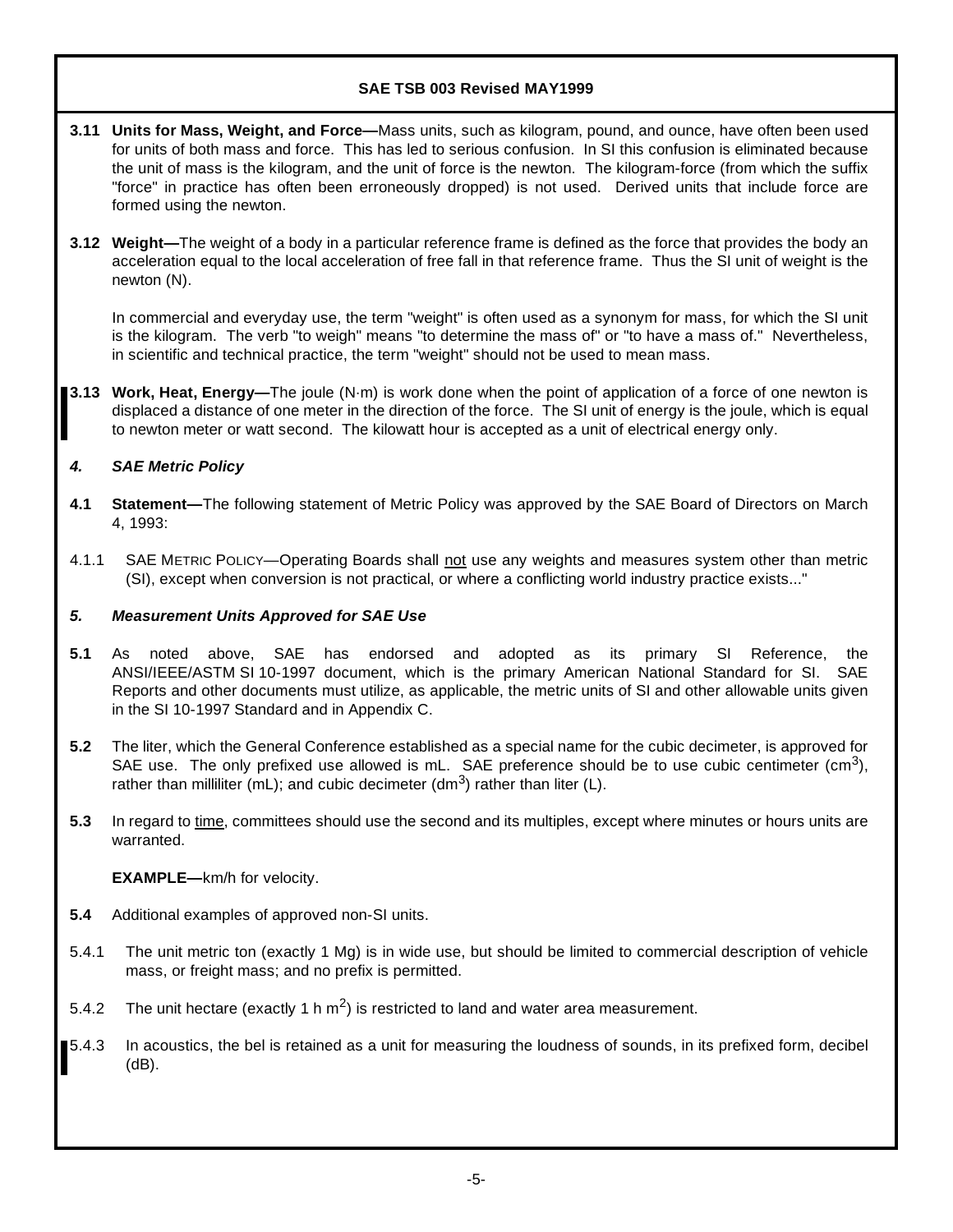**3.11 Units for Mass, Weight, and Force—**Mass units, such as kilogram, pound, and ounce, have often been used for units of both mass and force. This has led to serious confusion. In SI this confusion is eliminated because the unit of mass is the kilogram, and the unit of force is the newton. The kilogram-force (from which the suffix "force" in practice has often been erroneously dropped) is not used. Derived units that include force are formed using the newton.

**3.12 Weight—**The weight of a body in a particular reference frame is defined as the force that provides the body an acceleration equal to the local acceleration of free fall in that reference frame. Thus the SI unit of weight is the newton (N).

In commercial and everyday use, the term "weight" is often used as a synonym for mass, for which the SI unit is the kilogram. The verb "to weigh" means "to determine the mass of" or "to have a mass of." Nevertheless, in scientific and technical practice, the term "weight" should not be used to mean mass.

**3.13 Work, Heat, Energy—**The joule (N·m) is work done when the point of application of a force of one newton is displaced a distance of one meter in the direction of the force. The SI unit of energy is the joule, which is equal to newton meter or watt second. The kilowatt hour is accepted as a unit of electrical energy only.

## *4. SAE Metric Policy*

**4.1 Statement—**The following statement of Metric Policy was approved by the SAE Board of Directors on March 4, 1993:

4.1.1 SAE METRIC POLICY—Operating Boards shall not use any weights and measures system other than metric (SI), except when conversion is not practical, or where a conflicting world industry practice exists..."

## *5. Measurement Units Approved for SAE Use*

**5.1** As noted above, SAE has endorsed and adopted as its primary SI Reference, the ANSI/IEEE/ASTM SI 10-1997 document, which is the primary American National Standard for SI. SAE Reports and other documents must utilize, as applicable, the metric units of SI and other allowable units given in the SI 10-1997 Standard and in Appendix C.

**5.2** The liter, which the General Conference established as a special name for the cubic decimeter, is approved for SAE use. The only prefixed use allowed is mL. SAE preference should be to use cubic centimeter ($cm^3$), rather than milliliter (mL); and cubic decimeter ($dm^3$) rather than liter (L).

**5.3** In regard to time, committees should use the second and its multiples, except where minutes or hours units are warranted.

**EXAMPLE—**km/h for velocity.

**5.4** Additional examples of approved non-SI units.

5.4.1 The unit metric ton (exactly 1 Mg) is in wide use, but should be limited to commercial description of vehicle mass, or freight mass; and no prefix is permitted.

5.4.2 The unit hectare (exactly 1 h $m^2$) is restricted to land and water area measurement.

5.4.3 In acoustics, the bel is retained as a unit for measuring the loudness of sounds, in its prefixed form, decibel (dB).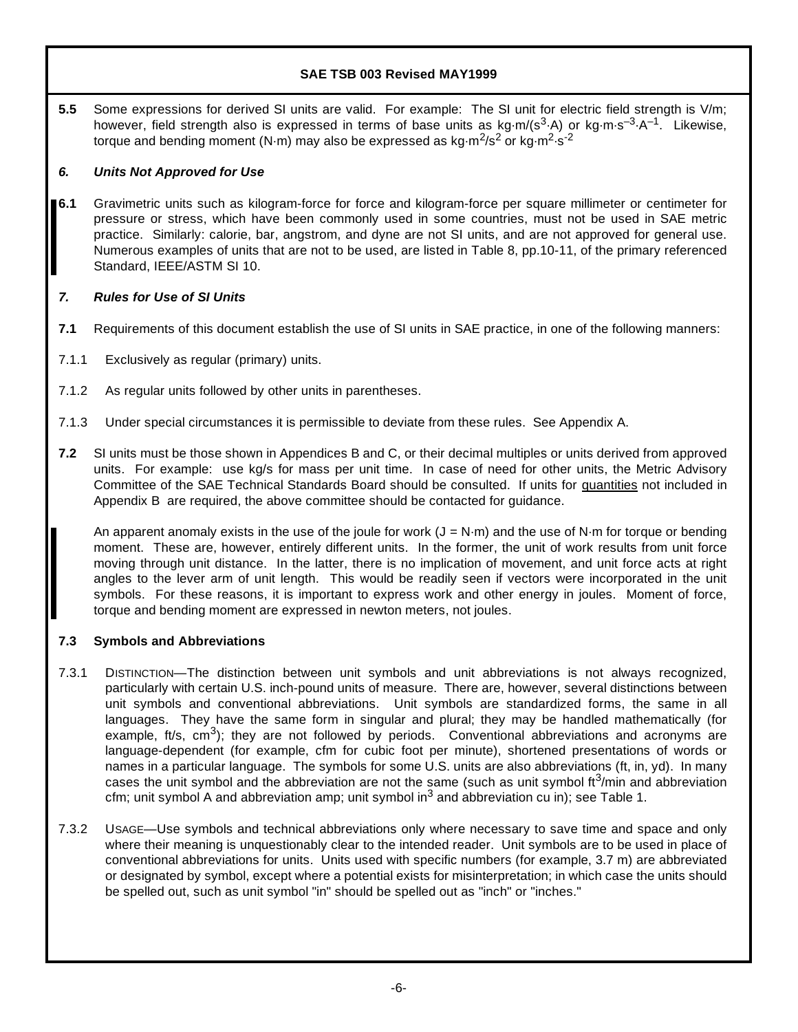**5.5** Some expressions for derived SI units are valid. For example: The SI unit for electric field strength is V/m; however, field strength also is expressed in terms of base units as $kg \cdot m/(s^3 \cdot A)$ or $kg \cdot m \cdot s^{-3} \cdot A^{-1}$. Likewise, torque and bending moment (N·m) may also be expressed as $kg \cdot m^2/s^2$ or $kg \cdot m^2 \cdot s^{-2}$

## *6. Units Not Approved for Use*

**6.1** Gravimetric units such as kilogram-force for force and kilogram-force per square millimeter or centimeter for pressure or stress, which have been commonly used in some countries, must not be used in SAE metric practice. Similarly: calorie, bar, angstrom, and dyne are not SI units, and are not approved for general use. Numerous examples of units that are not to be used, are listed in Table 8, pp.10-11, of the primary referenced Standard, IEEE/ASTM SI 10.

## *7. Rules for Use of SI Units*

**7.1** Requirements of this document establish the use of SI units in SAE practice, in one of the following manners:

7.1.1 Exclusively as regular (primary) units.

7.1.2 As regular units followed by other units in parentheses.

7.1.3 Under special circumstances it is permissible to deviate from these rules. See Appendix A.

**7.2** SI units must be those shown in Appendices B and C, or their decimal multiples or units derived from approved units. For example: use kg/s for mass per unit time. In case of need for other units, the Metric Advisory Committee of the SAE Technical Standards Board should be consulted. If units for quantities not included in Appendix B are required, the above committee should be contacted for guidance.

An apparent anomaly exists in the use of the joule for work (J = N·m) and the use of N·m for torque or bending moment. These are, however, entirely different units. In the former, the unit of work results from unit force moving through unit distance. In the latter, there is no implication of movement, and unit force acts at right angles to the lever arm of unit length. This would be readily seen if vectors were incorporated in the unit symbols. For these reasons, it is important to express work and other energy in joules. Moment of force, torque and bending moment are expressed in newton meters, not joules.

### 7.3 Symbols and Abbreviations

7.3.1 DISTINCTION—The distinction between unit symbols and unit abbreviations is not always recognized, particularly with certain U.S. inch-pound units of measure. There are, however, several distinctions between unit symbols and conventional abbreviations. Unit symbols are standardized forms, the same in all languages. They have the same form in singular and plural; they may be handled mathematically (for example, ft/s, $cm^3$); they are not followed by periods. Conventional abbreviations and acronyms are language-dependent (for example, cfm for cubic foot per minute), shortened presentations of words or names in a particular language. The symbols for some U.S. units are also abbreviations (ft, in, yd). In many cases the unit symbol and the abbreviation are not the same (such as unit symbol $ft^3$/min and abbreviation cfm; unit symbol A and abbreviation amp; unit symbol $in^3$ and abbreviation cu in); see Table 1.

7.3.2 USAGE—Use symbols and technical abbreviations only where necessary to save time and space and only where their meaning is unquestionably clear to the intended reader. Unit symbols are to be used in place of conventional abbreviations for units. Units used with specific numbers (for example, 3.7 m) are abbreviated or designated by symbol, except where a potential exists for misinterpretation; in which case the units should be spelled out, such as unit symbol "in" should be spelled out as "inch" or "inches."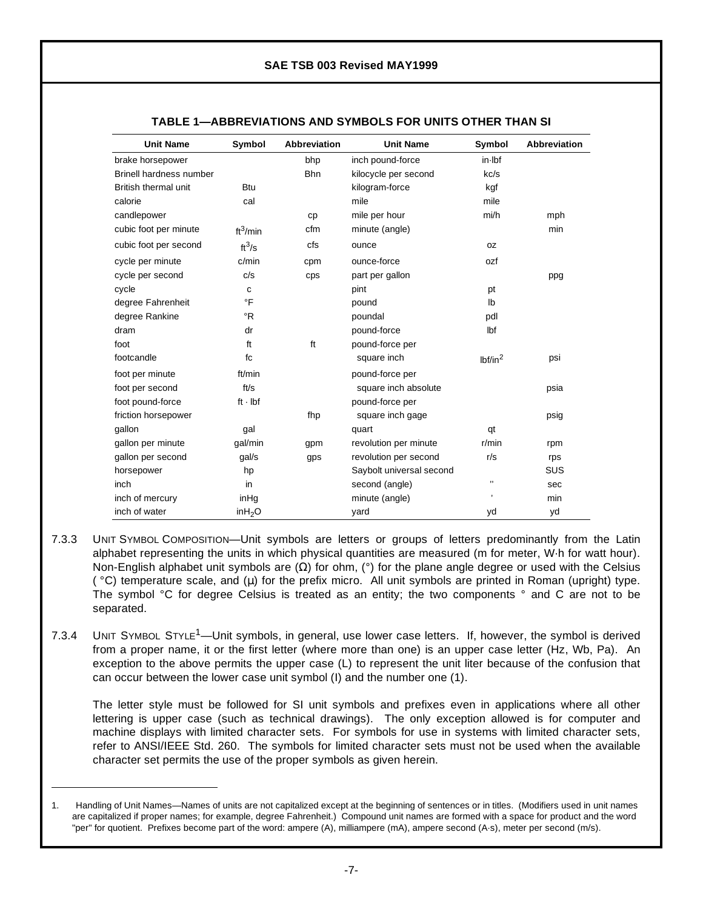**TABLE 1—ABBREVIATIONS AND SYMBOLS FOR UNITS OTHER THAN SI**

| Unit Name | Symbol | Abbreviation | Unit Name | Symbol | Abbreviation |
|---|---|---|---|---|---|
| brake horsepower | | bhp | inch pound-force | in·lbf | |
| Brinell hardness number | | Bhn | kilocycle per second | kc/s | |
| British thermal unit | Btu | | kilogram-force | kgf | |
| calorie | cal | | mile | mile | |
| candlepower | | cp | mile per hour | mi/h | mph |
| cubic foot per minute | $ft^3/min$ | cfm | minute (angle) | | min |
| cubic foot per second | $ft^3/s$ | cfs | ounce | oz | |
| cycle per minute | c/min | cpm | ounce-force | ozf | |
| cycle per second | c/s | cps | part per gallon | | ppg |
| cycle | c | | pint | pt | |
| degree Fahrenheit | °F | | pound | lb | |
| degree Rankine | °R | | poundal | pdl | |
| dram | dr | | pound-force | lbf | |
| foot | ft | ft | pound-force per square inch | $lbf/in^2$ | psi |
| footcandle | fc | | | | |
| foot per minute | ft/min | | pound-force per square inch absolute | | psia |
| foot per second | ft/s | | | | |
| foot pound-force | ft · lbf | | pound-force per square inch gage | | psig |
| friction horsepower | | fhp | | | |
| gallon | gal | | quart | qt | |
| gallon per minute | gal/min | gpm | revolution per minute | r/min | rpm |
| gallon per second | gal/s | gps | revolution per second | r/s | rps |
| horsepower | hp | | Saybolt universal second | | SUS |
| inch | in | | second (angle) | " | sec |
| inch of mercury | inHg | | minute (angle) | ' | min |
| inch of water | $inH_2O$ | | yard | yd | yd |

7.3.3 UNIT SYMBOL COMPOSITION—Unit symbols are letters or groups of letters predominantly from the Latin alphabet representing the units in which physical quantities are measured (m for meter, W·h for watt hour). Non-English alphabet unit symbols are (Ω) for ohm, (°) for the plane angle degree or used with the Celsius ( °C) temperature scale, and (μ) for the prefix micro. All unit symbols are printed in Roman (upright) type. The symbol °C for degree Celsius is treated as an entity; the two components ° and C are not to be separated.

7.3.4 UNIT SYMBOL STYLE[1]—Unit symbols, in general, use lower case letters. If, however, the symbol is derived from a proper name, it or the first letter (where more than one) is an upper case letter (Hz, Wb, Pa). An exception to the above permits the upper case (L) to represent the unit liter because of the confusion that can occur between the lower case unit symbol (l) and the number one (1).

The letter style must be followed for SI unit symbols and prefixes even in applications where all other lettering is upper case (such as technical drawings). The only exception allowed is for computer and machine displays with limited character sets. For symbols for use in systems with limited character sets, refer to ANSI/IEEE Std. 260. The symbols for limited character sets must not be used when the available character set permits the use of the proper symbols as given herein.

1. Handling of Unit Names—Names of units are not capitalized except at the beginning of sentences or in titles. (Modifiers used in unit names are capitalized if proper names; for example, degree Fahrenheit.) Compound unit names are formed with a space for product and the word "per" for quotient. Prefixes become part of the word: ampere (A), milliampere (mA), ampere second (A·s), meter per second (m/s).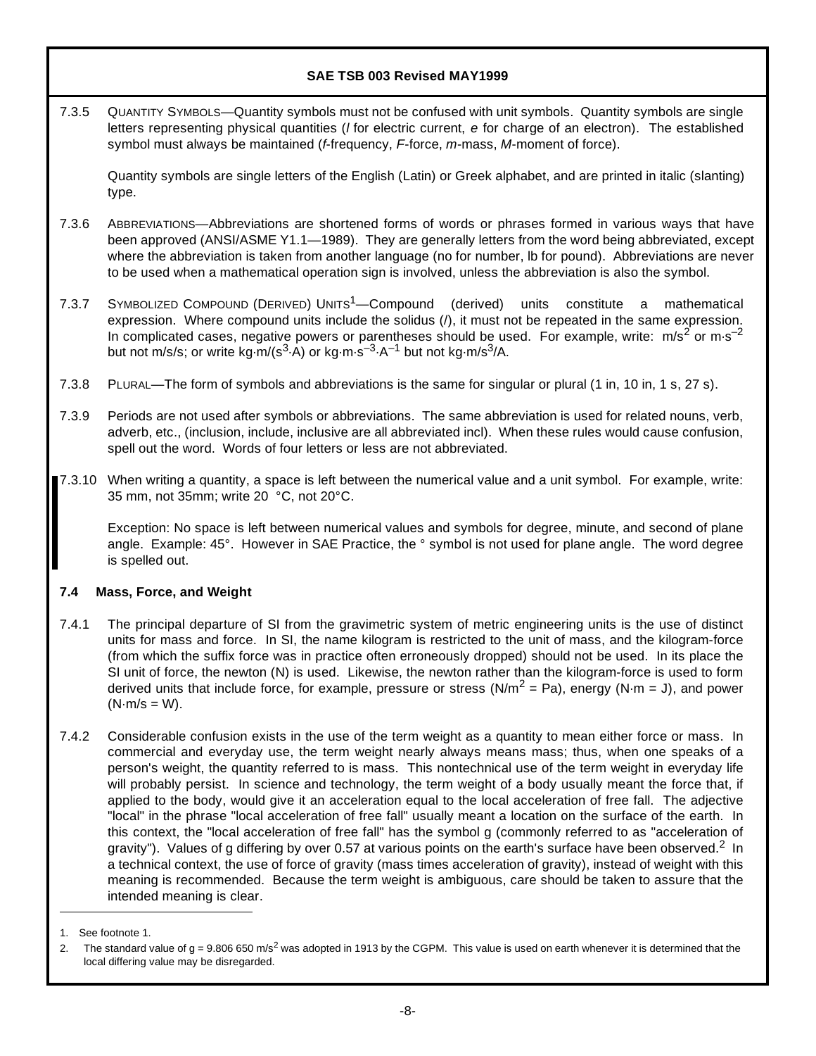7.3.5 QUANTITY SYMBOLS—Quantity symbols must not be confused with unit symbols. Quantity symbols are single letters representing physical quantities (*I* for electric current, *e* for charge of an electron). The established symbol must always be maintained (*f*-frequency, *F*-force, *m*-mass, *M*-moment of force).

Quantity symbols are single letters of the English (Latin) or Greek alphabet, and are printed in italic (slanting) type.

7.3.6 ABBREVIATIONS—Abbreviations are shortened forms of words or phrases formed in various ways that have been approved (ANSI/ASME Y1.1—1989). They are generally letters from the word being abbreviated, except where the abbreviation is taken from another language (no for number, lb for pound). Abbreviations are never to be used when a mathematical operation sign is involved, unless the abbreviation is also the symbol.

7.3.7 SYMBOLIZED COMPOUND (DERIVED) UNITS[1]—Compound (derived) units constitute a mathematical expression. Where compound units include the solidus (/), it must not be repeated in the same expression. In complicated cases, negative powers or parentheses should be used. For example, write: $m/s^2$ or $m{\cdot}s^{-2}$ but not m/s/s; or write $kg{\cdot}m/(s^3{\cdot}A)$ or $kg{\cdot}m{\cdot}s^{-3}{\cdot}A^{-1}$ but not $kg{\cdot}m/s^3/A$.

7.3.8 PLURAL—The form of symbols and abbreviations is the same for singular or plural (1 in, 10 in, 1 s, 27 s).

7.3.9 Periods are not used after symbols or abbreviations. The same abbreviation is used for related nouns, verb, adverb, etc., (inclusion, include, inclusive are all abbreviated incl). When these rules would cause confusion, spell out the word. Words of four letters or less are not abbreviated.

7.3.10 When writing a quantity, a space is left between the numerical value and a unit symbol. For example, write: 35 mm, not 35mm; write 20 °C, not 20°C.

Exception: No space is left between numerical values and symbols for degree, minute, and second of plane angle. Example: 45°. However in SAE Practice, the ° symbol is not used for plane angle. The word degree is spelled out.

### 7.4 Mass, Force, and Weight

7.4.1 The principal departure of SI from the gravimetric system of metric engineering units is the use of distinct units for mass and force. In SI, the name kilogram is restricted to the unit of mass, and the kilogram-force (from which the suffix force was in practice often erroneously dropped) should not be used. In its place the SI unit of force, the newton (N) is used. Likewise, the newton rather than the kilogram-force is used to form derived units that include force, for example, pressure or stress ($N/m^2$ = Pa), energy ($N{\cdot}m$ = J), and power ($N{\cdot}m/s$ = W).

7.4.2 Considerable confusion exists in the use of the term weight as a quantity to mean either force or mass. In commercial and everyday use, the term weight nearly always means mass; thus, when one speaks of a person's weight, the quantity referred to is mass. This nontechnical use of the term weight in everyday life will probably persist. In science and technology, the term weight of a body usually meant the force that, if applied to the body, would give it an acceleration equal to the local acceleration of free fall. The adjective "local" in the phrase "local acceleration of free fall" usually meant a location on the surface of the earth. In this context, the "local acceleration of free fall" has the symbol g (commonly referred to as "acceleration of gravity"). Values of g differing by over 0.57 at various points on the earth's surface have been observed.[2] In a technical context, the use of force of gravity (mass times acceleration of gravity), instead of weight with this meaning is recommended. Because the term weight is ambiguous, care should be taken to assure that the intended meaning is clear.

---

1. See footnote 1.
2. The standard value of g = 9.806 650 $m/s^2$ was adopted in 1913 by the CGPM. This value is used on earth whenever it is determined that the local differing value may be disregarded.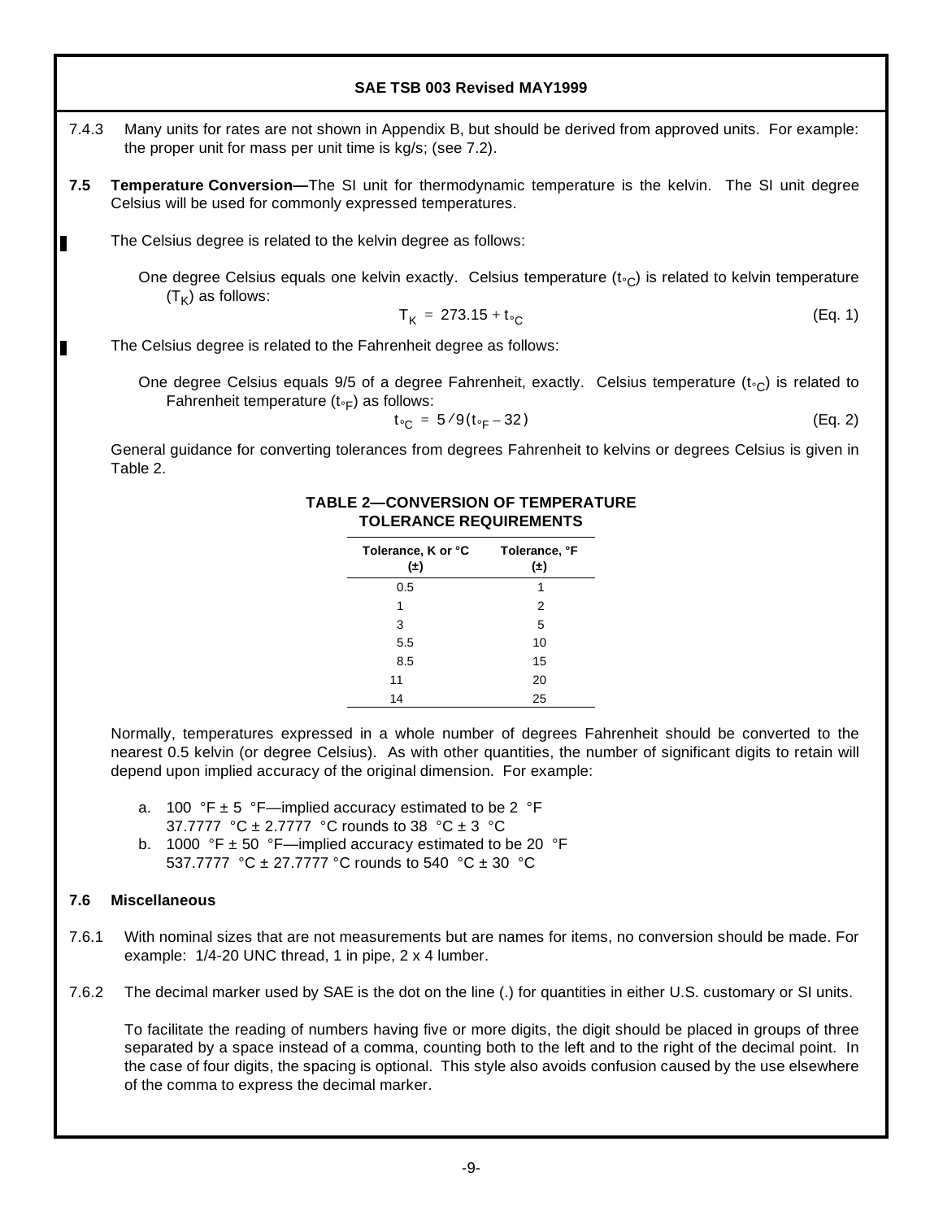7.4.3 Many units for rates are not shown in Appendix B, but should be derived from approved units. For example: the proper unit for mass per unit time is kg/s; (see 7.2).

**7.5 Temperature Conversion—**The SI unit for thermodynamic temperature is the kelvin. The SI unit degree Celsius will be used for commonly expressed temperatures.

The Celsius degree is related to the kelvin degree as follows:

One degree Celsius equals one kelvin exactly. Celsius temperature ($t_{°C}$) is related to kelvin temperature ($T_K$) as follows:

$$T_K = 273.15 + t_{°C} \qquad \text{(Eq. 1)}$$

The Celsius degree is related to the Fahrenheit degree as follows:

One degree Celsius equals 9/5 of a degree Fahrenheit, exactly. Celsius temperature ($t_{°C}$) is related to Fahrenheit temperature ($t_{°F}$) as follows:

$$t_{°C} = 5/9(t_{°F} - 32) \qquad \text{(Eq. 2)}$$

General guidance for converting tolerances from degrees Fahrenheit to kelvins or degrees Celsius is given in Table 2.

**TABLE 2—CONVERSION OF TEMPERATURE TOLERANCE REQUIREMENTS**

| Tolerance, K or °C (±) | Tolerance, °F (±) |
|---|---|
| 0.5 | 1 |
| 1 | 2 |
| 3 | 5 |
| 5.5 | 10 |
| 8.5 | 15 |
| 11 | 20 |
| 14 | 25 |

Normally, temperatures expressed in a whole number of degrees Fahrenheit should be converted to the nearest 0.5 kelvin (or degree Celsius). As with other quantities, the number of significant digits to retain will depend upon implied accuracy of the original dimension. For example:

a. 100 °F ± 5 °F—implied accuracy estimated to be 2 °F
   37.7777 °C ± 2.7777 °C rounds to 38 °C ± 3 °C
b. 1000 °F ± 50 °F—implied accuracy estimated to be 20 °F
   537.7777 °C ± 27.7777 °C rounds to 540 °C ± 30 °C

**7.6 Miscellaneous**

7.6.1 With nominal sizes that are not measurements but are names for items, no conversion should be made. For example: 1/4-20 UNC thread, 1 in pipe, 2 x 4 lumber.

7.6.2 The decimal marker used by SAE is the dot on the line (.) for quantities in either U.S. customary or SI units.

To facilitate the reading of numbers having five or more digits, the digit should be placed in groups of three separated by a space instead of a comma, counting both to the left and to the right of the decimal point. In the case of four digits, the spacing is optional. This style also avoids confusion caused by the use elsewhere of the comma to express the decimal marker.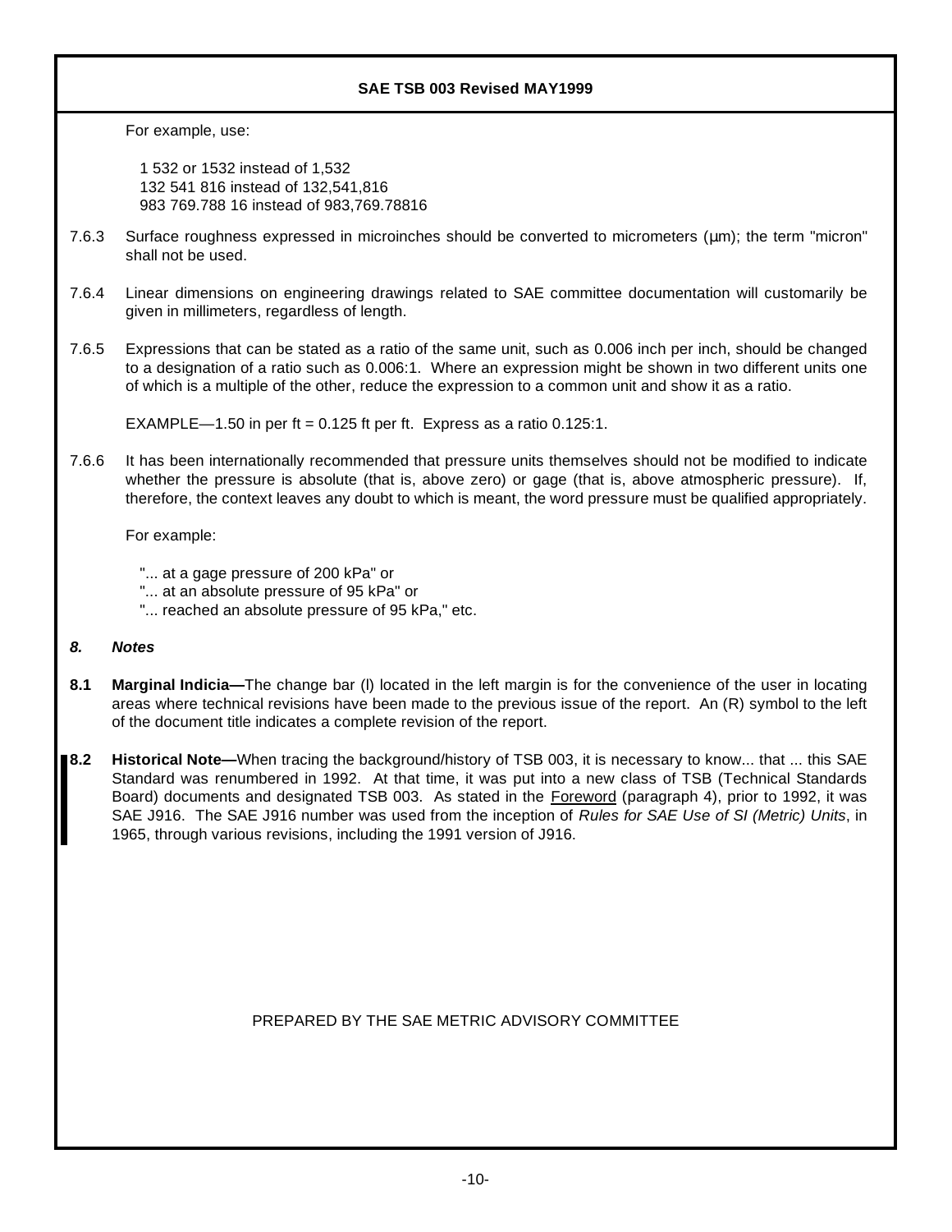For example, use:

1 532 or 1532 instead of 1,532
132 541 816 instead of 132,541,816
983 769.788 16 instead of 983,769.78816

7.6.3 Surface roughness expressed in microinches should be converted to micrometers (µm); the term "micron" shall not be used.

7.6.4 Linear dimensions on engineering drawings related to SAE committee documentation will customarily be given in millimeters, regardless of length.

7.6.5 Expressions that can be stated as a ratio of the same unit, such as 0.006 inch per inch, should be changed to a designation of a ratio such as 0.006:1. Where an expression might be shown in two different units one of which is a multiple of the other, reduce the expression to a common unit and show it as a ratio.

EXAMPLE—1.50 in per ft = 0.125 ft per ft. Express as a ratio 0.125:1.

7.6.6 It has been internationally recommended that pressure units themselves should not be modified to indicate whether the pressure is absolute (that is, above zero) or gage (that is, above atmospheric pressure). If, therefore, the context leaves any doubt to which is meant, the word pressure must be qualified appropriately.

For example:

"... at a gage pressure of 200 kPa" or
"... at an absolute pressure of 95 kPa" or
"... reached an absolute pressure of 95 kPa," etc.

## *8. Notes*

**8.1 Marginal Indicia—**The change bar (l) located in the left margin is for the convenience of the user in locating areas where technical revisions have been made to the previous issue of the report. An (R) symbol to the left of the document title indicates a complete revision of the report.

**8.2 Historical Note—**When tracing the background/history of TSB 003, it is necessary to know... that ... this SAE Standard was renumbered in 1992. At that time, it was put into a new class of TSB (Technical Standards Board) documents and designated TSB 003. As stated in the Foreword (paragraph 4), prior to 1992, it was SAE J916. The SAE J916 number was used from the inception of *Rules for SAE Use of SI (Metric) Units*, in 1965, through various revisions, including the 1991 version of J916.

PREPARED BY THE SAE METRIC ADVISORY COMMITTEE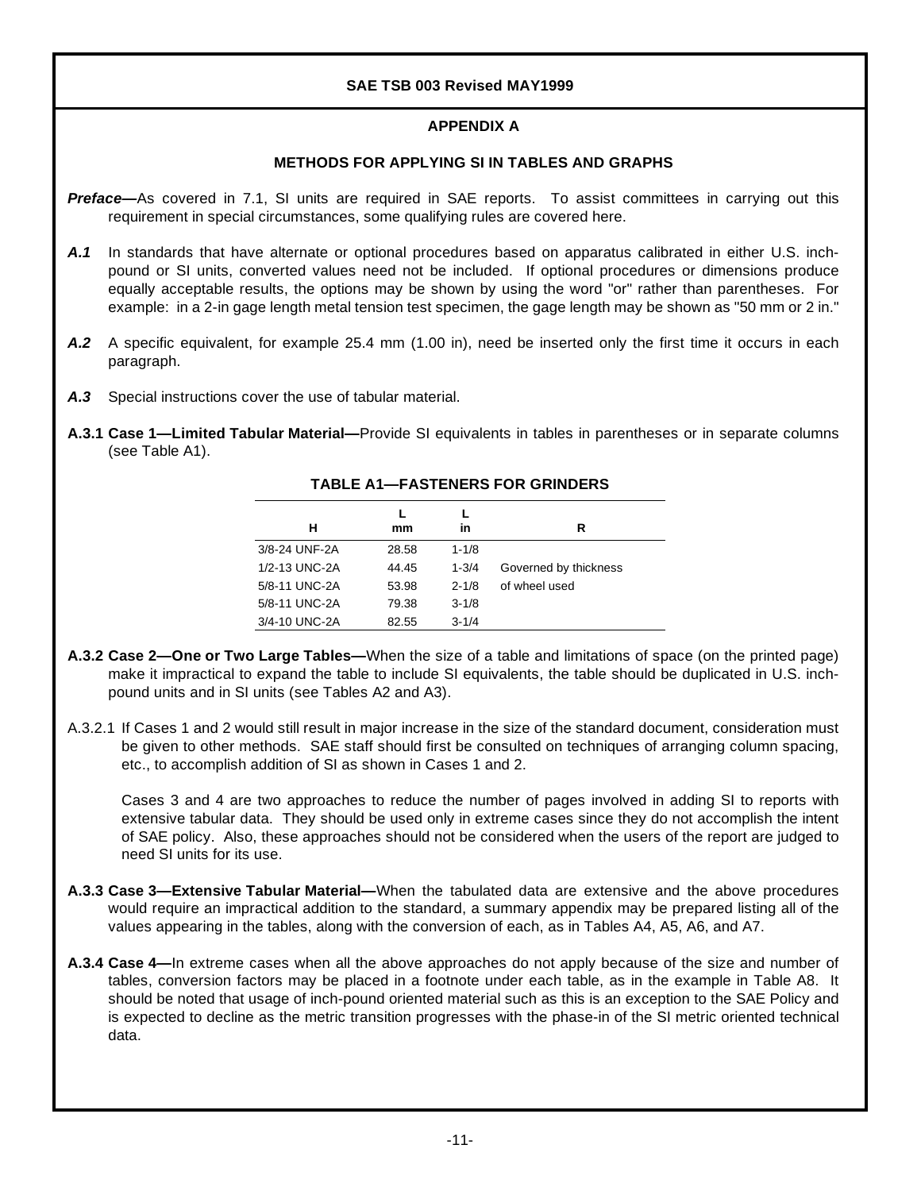## APPENDIX A

### METHODS FOR APPLYING SI IN TABLES AND GRAPHS

***Preface***—As covered in 7.1, SI units are required in SAE reports. To assist committees in carrying out this requirement in special circumstances, some qualifying rules are covered here.

***A.1*** In standards that have alternate or optional procedures based on apparatus calibrated in either U.S. inch-pound or SI units, converted values need not be included. If optional procedures or dimensions produce equally acceptable results, the options may be shown by using the word "or" rather than parentheses. For example: in a 2-in gage length metal tension test specimen, the gage length may be shown as "50 mm or 2 in."

***A.2*** A specific equivalent, for example 25.4 mm (1.00 in), need be inserted only the first time it occurs in each paragraph.

***A.3*** Special instructions cover the use of tabular material.

**A.3.1 Case 1—Limited Tabular Material—**Provide SI equivalents in tables in parentheses or in separate columns (see Table A1).

**TABLE A1—FASTENERS FOR GRINDERS**

| H | L mm | L in | R |
|---|---|---|---|
| 3/8-24 UNF-2A | 28.58 | 1-1/8 | |
| 1/2-13 UNC-2A | 44.45 | 1-3/4 | Governed by thickness |
| 5/8-11 UNC-2A | 53.98 | 2-1/8 | of wheel used |
| 5/8-11 UNC-2A | 79.38 | 3-1/8 | |
| 3/4-10 UNC-2A | 82.55 | 3-1/4 | |

**A.3.2 Case 2—One or Two Large Tables—**When the size of a table and limitations of space (on the printed page) make it impractical to expand the table to include SI equivalents, the table should be duplicated in U.S. inch-pound units and in SI units (see Tables A2 and A3).

A.3.2.1 If Cases 1 and 2 would still result in major increase in the size of the standard document, consideration must be given to other methods. SAE staff should first be consulted on techniques of arranging column spacing, etc., to accomplish addition of SI as shown in Cases 1 and 2.

Cases 3 and 4 are two approaches to reduce the number of pages involved in adding SI to reports with extensive tabular data. They should be used only in extreme cases since they do not accomplish the intent of SAE policy. Also, these approaches should not be considered when the users of the report are judged to need SI units for its use.

**A.3.3 Case 3—Extensive Tabular Material—**When the tabulated data are extensive and the above procedures would require an impractical addition to the standard, a summary appendix may be prepared listing all of the values appearing in the tables, along with the conversion of each, as in Tables A4, A5, A6, and A7.

**A.3.4 Case 4—**In extreme cases when all the above approaches do not apply because of the size and number of tables, conversion factors may be placed in a footnote under each table, as in the example in Table A8. It should be noted that usage of inch-pound oriented material such as this is an exception to the SAE Policy and is expected to decline as the metric transition progresses with the phase-in of the SI metric oriented technical data.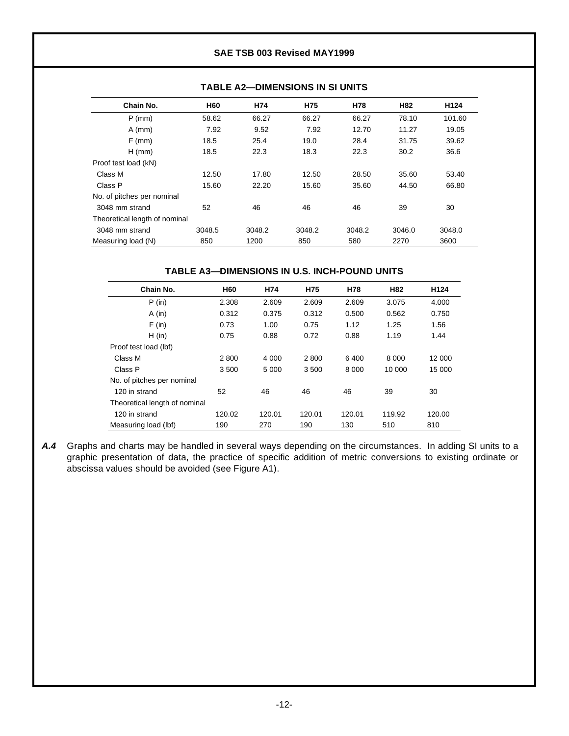**TABLE A2—DIMENSIONS IN SI UNITS**

| Chain No. | H60 | H74 | H75 | H78 | H82 | H124 |
|---|---|---|---|---|---|---|
| P (mm) | 58.62 | 66.27 | 66.27 | 66.27 | 78.10 | 101.60 |
| A (mm) | 7.92 | 9.52 | 7.92 | 12.70 | 11.27 | 19.05 |
| F (mm) | 18.5 | 25.4 | 19.0 | 28.4 | 31.75 | 39.62 |
| H (mm) | 18.5 | 22.3 | 18.3 | 22.3 | 30.2 | 36.6 |
| Proof test load (kN) | | | | | | |
| Class M | 12.50 | 17.80 | 12.50 | 28.50 | 35.60 | 53.40 |
| Class P | 15.60 | 22.20 | 15.60 | 35.60 | 44.50 | 66.80 |
| No. of pitches per nominal 3048 mm strand | 52 | 46 | 46 | 46 | 39 | 30 |
| Theoretical length of nominal 3048 mm strand | 3048.5 | 3048.2 | 3048.2 | 3048.2 | 3046.0 | 3048.0 |
| Measuring load (N) | 850 | 1200 | 850 | 580 | 2270 | 3600 |

**TABLE A3—DIMENSIONS IN U.S. INCH-POUND UNITS**

| Chain No. | H60 | H74 | H75 | H78 | H82 | H124 |
|---|---|---|---|---|---|---|
| P (in) | 2.308 | 2.609 | 2.609 | 2.609 | 3.075 | 4.000 |
| A (in) | 0.312 | 0.375 | 0.312 | 0.500 | 0.562 | 0.750 |
| F (in) | 0.73 | 1.00 | 0.75 | 1.12 | 1.25 | 1.56 |
| H (in) | 0.75 | 0.88 | 0.72 | 0.88 | 1.19 | 1.44 |
| Proof test load (lbf) | | | | | | |
| Class M | 2 800 | 4 000 | 2 800 | 6 400 | 8 000 | 12 000 |
| Class P | 3 500 | 5 000 | 3 500 | 8 000 | 10 000 | 15 000 |
| No. of pitches per nominal 120 in strand | 52 | 46 | 46 | 46 | 39 | 30 |
| Theoretical length of nominal 120 in strand | 120.02 | 120.01 | 120.01 | 120.01 | 119.92 | 120.00 |
| Measuring load (lbf) | 190 | 270 | 190 | 130 | 510 | 810 |

***A.4*** Graphs and charts may be handled in several ways depending on the circumstances. In adding SI units to a graphic presentation of data, the practice of specific addition of metric conversions to existing ordinate or abscissa values should be avoided (see Figure A1).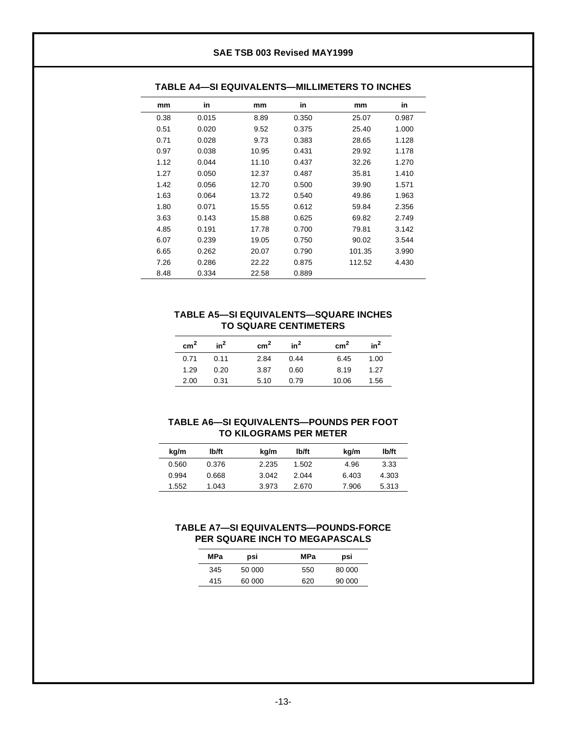**TABLE A4—SI EQUIVALENTS—MILLIMETERS TO INCHES**

| mm | in | mm | in | mm | in |
|---|---|---|---|---|---|
| 0.38 | 0.015 | 8.89 | 0.350 | 25.07 | 0.987 |
| 0.51 | 0.020 | 9.52 | 0.375 | 25.40 | 1.000 |
| 0.71 | 0.028 | 9.73 | 0.383 | 28.65 | 1.128 |
| 0.97 | 0.038 | 10.95 | 0.431 | 29.92 | 1.178 |
| 1.12 | 0.044 | 11.10 | 0.437 | 32.26 | 1.270 |
| 1.27 | 0.050 | 12.37 | 0.487 | 35.81 | 1.410 |
| 1.42 | 0.056 | 12.70 | 0.500 | 39.90 | 1.571 |
| 1.63 | 0.064 | 13.72 | 0.540 | 49.86 | 1.963 |
| 1.80 | 0.071 | 15.55 | 0.612 | 59.84 | 2.356 |
| 3.63 | 0.143 | 15.88 | 0.625 | 69.82 | 2.749 |
| 4.85 | 0.191 | 17.78 | 0.700 | 79.81 | 3.142 |
| 6.07 | 0.239 | 19.05 | 0.750 | 90.02 | 3.544 |
| 6.65 | 0.262 | 20.07 | 0.790 | 101.35 | 3.990 |
| 7.26 | 0.286 | 22.22 | 0.875 | 112.52 | 4.430 |
| 8.48 | 0.334 | 22.58 | 0.889 | | |

**TABLE A5—SI EQUIVALENTS—SQUARE INCHES TO SQUARE CENTIMETERS**

| $cm^2$ | $in^2$ | $cm^2$ | $in^2$ | $cm^2$ | $in^2$ |
|---|---|---|---|---|---|
| 0.71 | 0.11 | 2.84 | 0.44 | 6.45 | 1.00 |
| 1.29 | 0.20 | 3.87 | 0.60 | 8.19 | 1.27 |
| 2.00 | 0.31 | 5.10 | 0.79 | 10.06 | 1.56 |

**TABLE A6—SI EQUIVALENTS—POUNDS PER FOOT TO KILOGRAMS PER METER**

| kg/m | lb/ft | kg/m | lb/ft | kg/m | lb/ft |
|---|---|---|---|---|---|
| 0.560 | 0.376 | 2.235 | 1.502 | 4.96 | 3.33 |
| 0.994 | 0.668 | 3.042 | 2.044 | 6.403 | 4.303 |
| 1.552 | 1.043 | 3.973 | 2.670 | 7.906 | 5.313 |

**TABLE A7—SI EQUIVALENTS—POUNDS-FORCE PER SQUARE INCH TO MEGAPASCALS**

| MPa | psi | MPa | psi |
|---|---|---|---|
| 345 | 50 000 | 550 | 80 000 |
| 415 | 60 000 | 620 | 90 000 |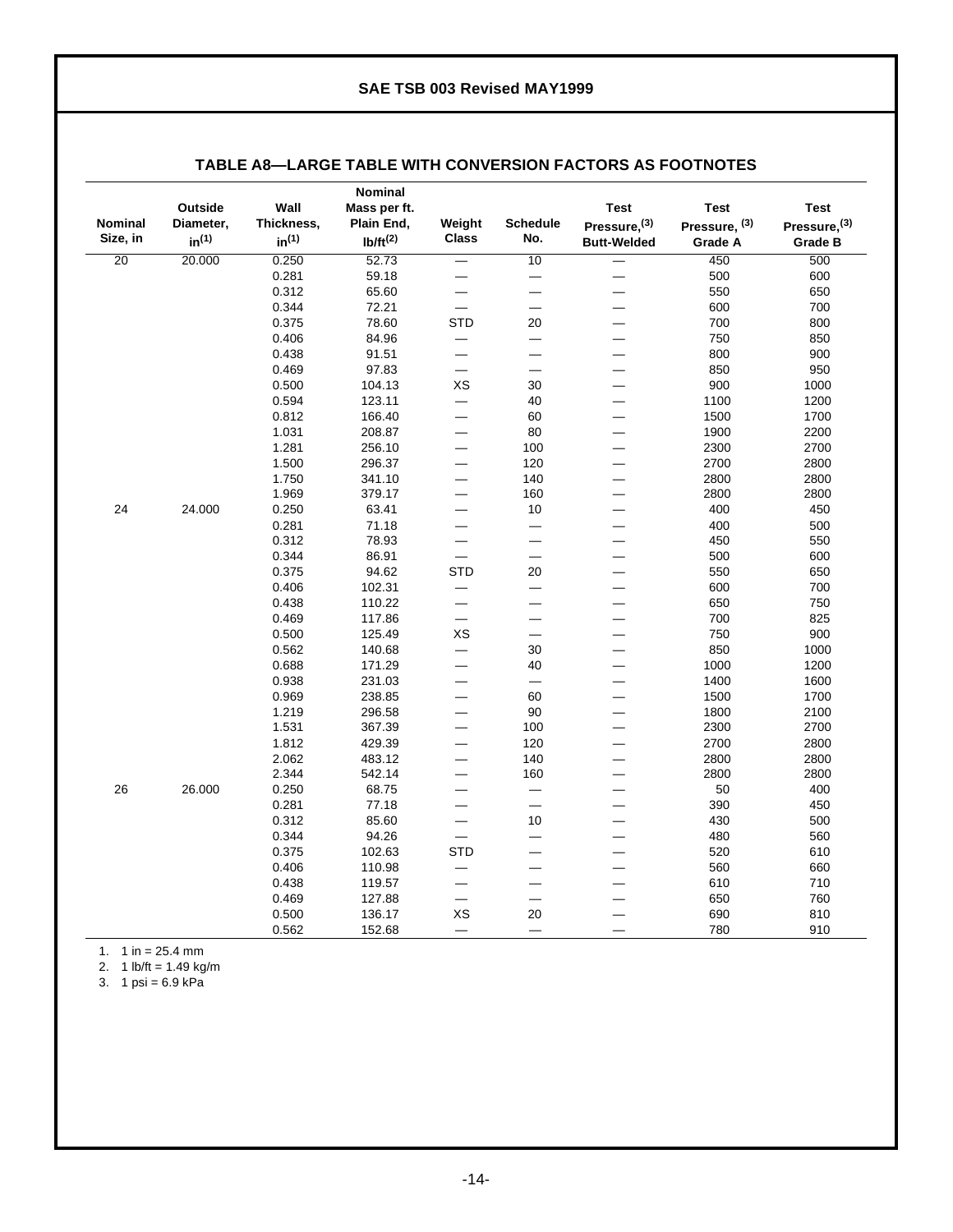## TABLE A8—LARGE TABLE WITH CONVERSION FACTORS AS FOOTNOTES

| Nominal Size, in | Outside Diameter, in[1] | Wall Thickness, in[1] | Nominal Mass per ft. Plain End, lb/ft[2] | Weight Class | Schedule No. | Test Pressure,[3] Butt-Welded | Test Pressure,[3] Grade A | Test Pressure,[3] Grade B |
|---|---|---|---|---|---|---|---|---|
| 20 | 20.000 | 0.250 | 52.73 | — | 10 | — | 450 | 500 |
| | | 0.281 | 59.18 | — | — | — | 500 | 600 |
| | | 0.312 | 65.60 | — | — | — | 550 | 650 |
| | | 0.344 | 72.21 | — | — | — | 600 | 700 |
| | | 0.375 | 78.60 | STD | 20 | — | 700 | 800 |
| | | 0.406 | 84.96 | — | — | — | 750 | 850 |
| | | 0.438 | 91.51 | — | — | — | 800 | 900 |
| | | 0.469 | 97.83 | — | — | — | 850 | 950 |
| | | 0.500 | 104.13 | XS | 30 | — | 900 | 1000 |
| | | 0.594 | 123.11 | — | 40 | — | 1100 | 1200 |
| | | 0.812 | 166.40 | — | 60 | — | 1500 | 1700 |
| | | 1.031 | 208.87 | — | 80 | — | 1900 | 2200 |
| | | 1.281 | 256.10 | — | 100 | — | 2300 | 2700 |
| | | 1.500 | 296.37 | — | 120 | — | 2700 | 2800 |
| | | 1.750 | 341.10 | — | 140 | — | 2800 | 2800 |
| | | 1.969 | 379.17 | — | 160 | — | 2800 | 2800 |
| 24 | 24.000 | 0.250 | 63.41 | — | 10 | — | 400 | 450 |
| | | 0.281 | 71.18 | — | — | — | 400 | 500 |
| | | 0.312 | 78.93 | — | — | — | 450 | 550 |
| | | 0.344 | 86.91 | — | — | — | 500 | 600 |
| | | 0.375 | 94.62 | STD | 20 | — | 550 | 650 |
| | | 0.406 | 102.31 | — | — | — | 600 | 700 |
| | | 0.438 | 110.22 | — | — | — | 650 | 750 |
| | | 0.469 | 117.86 | — | — | — | 700 | 825 |
| | | 0.500 | 125.49 | XS | — | — | 750 | 900 |
| | | 0.562 | 140.68 | — | 30 | — | 850 | 1000 |
| | | 0.688 | 171.29 | — | 40 | — | 1000 | 1200 |
| | | 0.938 | 231.03 | — | — | — | 1400 | 1600 |
| | | 0.969 | 238.85 | — | 60 | — | 1500 | 1700 |
| | | 1.219 | 296.58 | — | 90 | — | 1800 | 2100 |
| | | 1.531 | 367.39 | — | 100 | — | 2300 | 2700 |
| | | 1.812 | 429.39 | — | 120 | — | 2700 | 2800 |
| | | 2.062 | 483.12 | — | 140 | — | 2800 | 2800 |
| | | 2.344 | 542.14 | — | 160 | — | 2800 | 2800 |
| 26 | 26.000 | 0.250 | 68.75 | — | — | — | 50 | 400 |
| | | 0.281 | 77.18 | — | — | — | 390 | 450 |
| | | 0.312 | 85.60 | — | 10 | — | 430 | 500 |
| | | 0.344 | 94.26 | — | — | — | 480 | 560 |
| | | 0.375 | 102.63 | STD | — | — | 520 | 610 |
| | | 0.406 | 110.98 | — | — | — | 560 | 660 |
| | | 0.438 | 119.57 | — | — | — | 610 | 710 |
| | | 0.469 | 127.88 | — | — | — | 650 | 760 |
| | | 0.500 | 136.17 | XS | 20 | — | 690 | 810 |
| | | 0.562 | 152.68 | — | — | — | 780 | 910 |

1. 1 in = 25.4 mm
2. 1 lb/ft = 1.49 kg/m
3. 1 psi = 6.9 kPa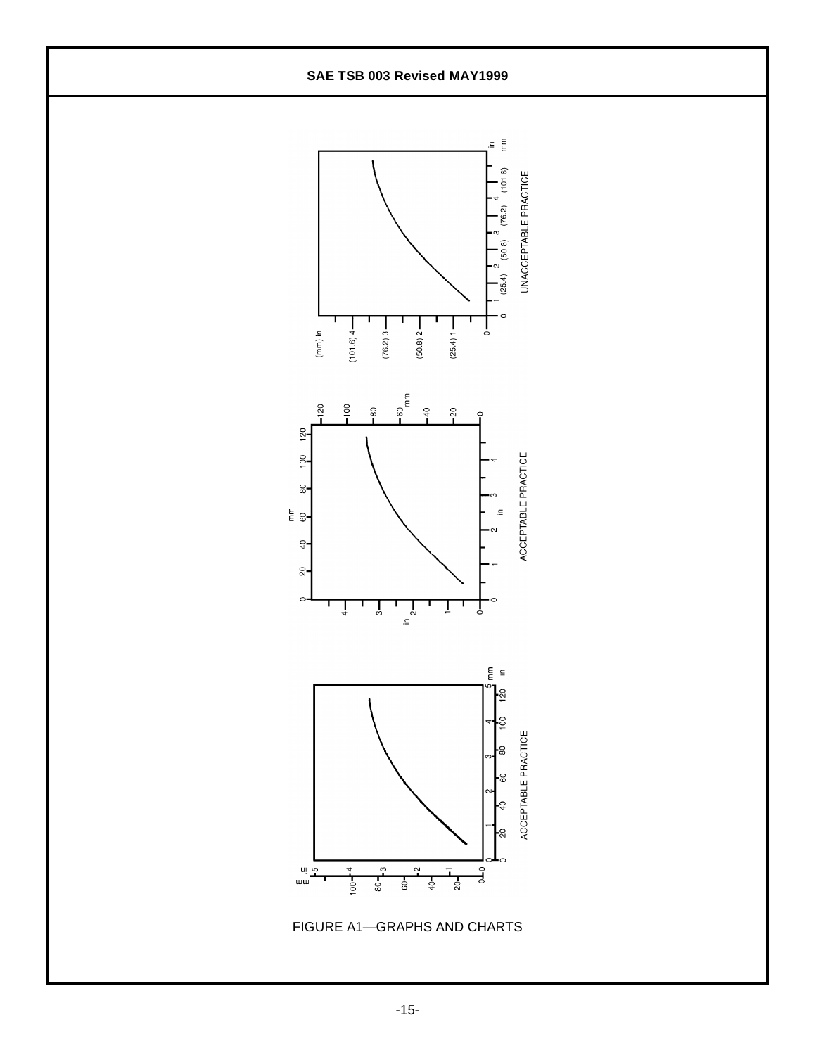UNACCEPTABLE PRACTICE

ACCEPTABLE PRACTICE

ACCEPTABLE PRACTICE

FIGURE A1—GRAPHS AND CHARTS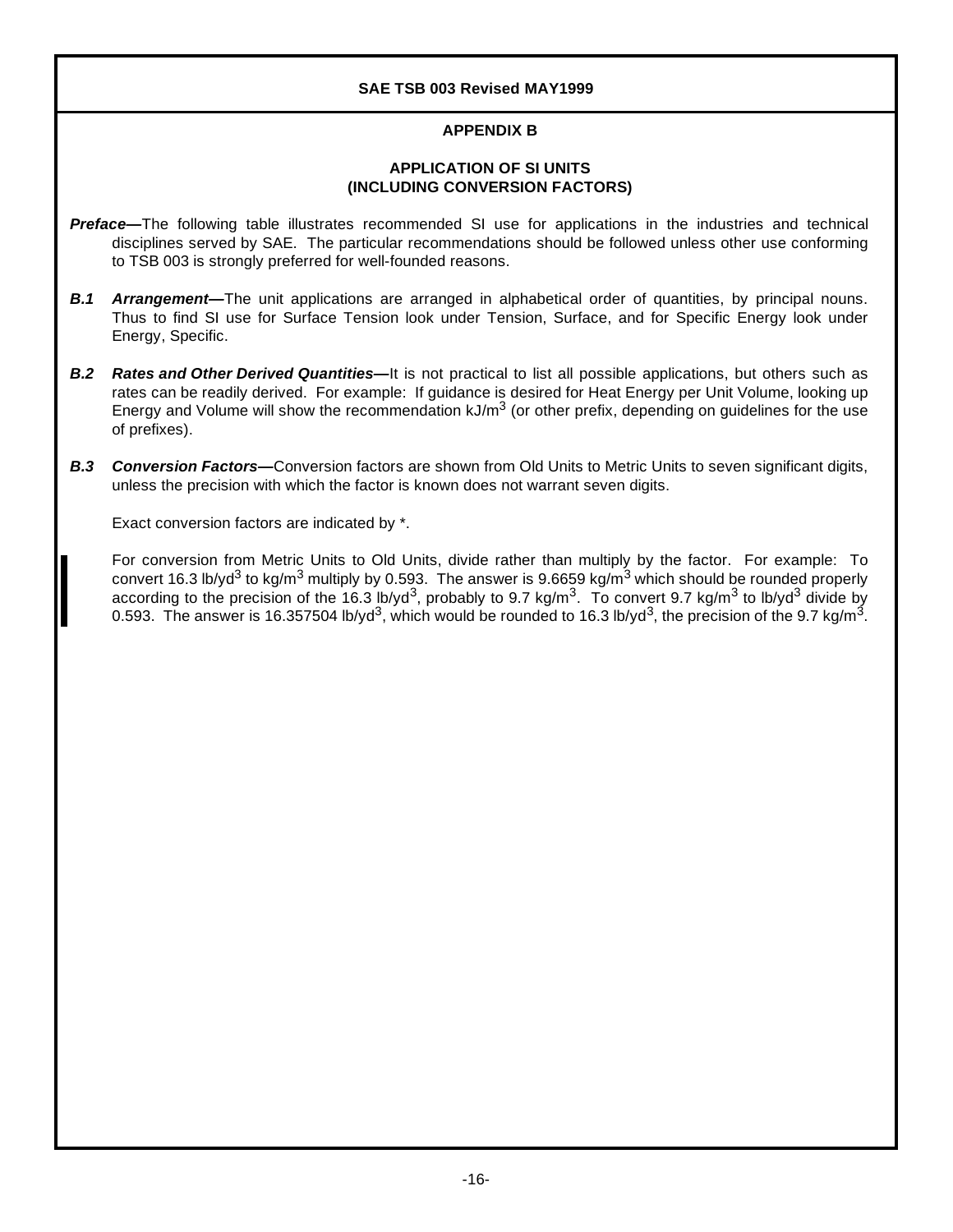## APPENDIX B

### APPLICATION OF SI UNITS (INCLUDING CONVERSION FACTORS)

***Preface*—**The following table illustrates recommended SI use for applications in the industries and technical disciplines served by SAE. The particular recommendations should be followed unless other use conforming to TSB 003 is strongly preferred for well-founded reasons.

***B.1 Arrangement*—**The unit applications are arranged in alphabetical order of quantities, by principal nouns. Thus to find SI use for Surface Tension look under Tension, Surface, and for Specific Energy look under Energy, Specific.

***B.2 Rates and Other Derived Quantities*—**It is not practical to list all possible applications, but others such as rates can be readily derived. For example: If guidance is desired for Heat Energy per Unit Volume, looking up Energy and Volume will show the recommendation kJ/m$^3$ (or other prefix, depending on guidelines for the use of prefixes).

***B.3 Conversion Factors*—**Conversion factors are shown from Old Units to Metric Units to seven significant digits, unless the precision with which the factor is known does not warrant seven digits.

Exact conversion factors are indicated by *.

For conversion from Metric Units to Old Units, divide rather than multiply by the factor. For example: To convert 16.3 lb/yd$^3$ to kg/m$^3$ multiply by 0.593. The answer is 9.6659 kg/m$^3$ which should be rounded properly according to the precision of the 16.3 lb/yd$^3$, probably to 9.7 kg/m$^3$. To convert 9.7 kg/m$^3$ to lb/yd$^3$ divide by 0.593. The answer is 16.357504 lb/yd$^3$, which would be rounded to 16.3 lb/yd$^3$, the precision of the 9.7 kg/m$^3$.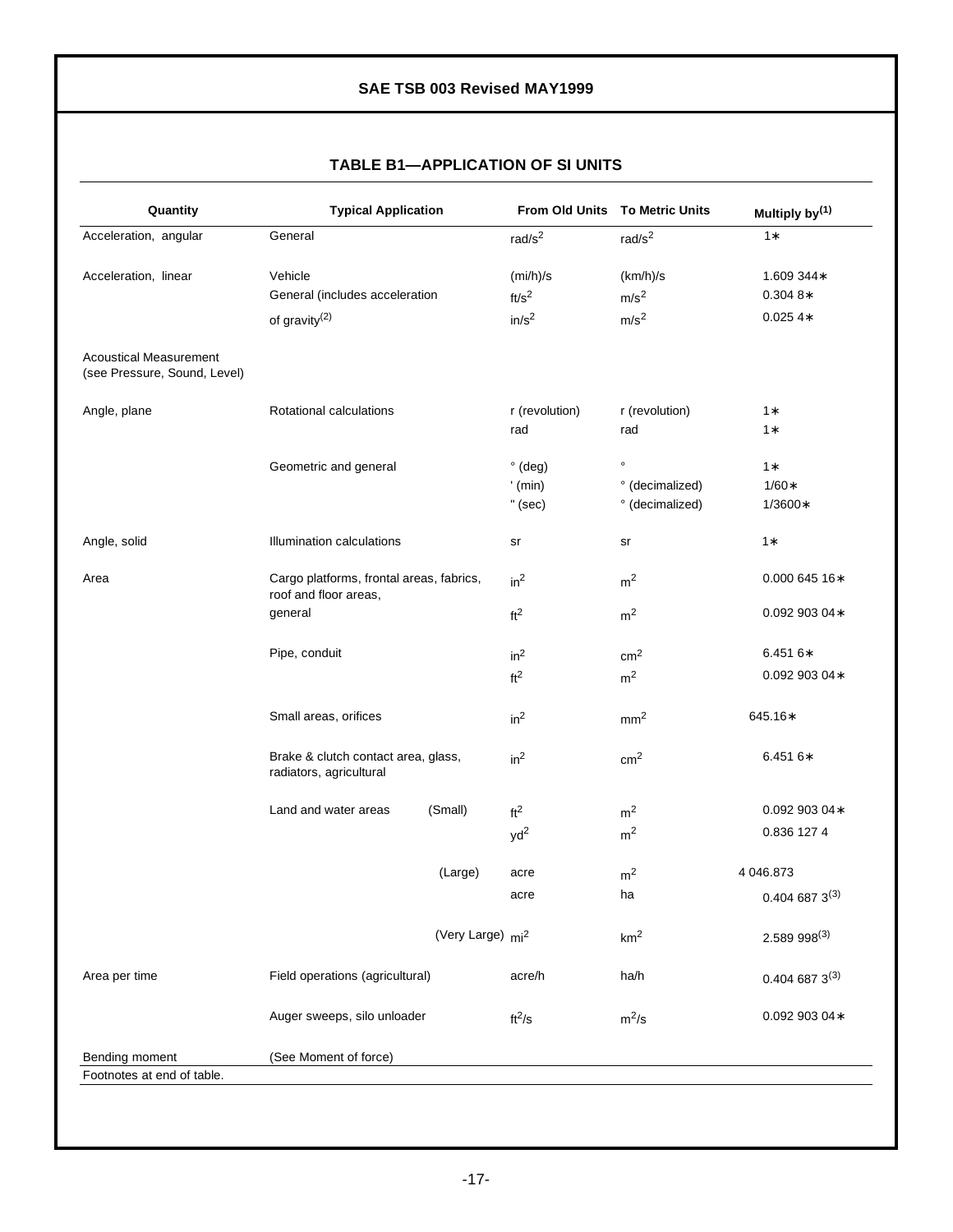## TABLE B1—APPLICATION OF SI UNITS

| Quantity | Typical Application | From Old Units | To Metric Units | Multiply by[1] |
|---|---|---|---|---|
| Acceleration, angular | General | $rad/s^2$ | $rad/s^2$ | 1∗ |
| Acceleration, linear | Vehicle | (mi/h)/s | (km/h)/s | 1.609 344∗ |
| | General (includes acceleration | $ft/s^2$ | $m/s^2$ | 0.304 8∗ |
| | of gravity[2] | $in/s^2$ | $m/s^2$ | 0.025 4∗ |
| Acoustical Measurement (see Pressure, Sound, Level) | | | | |
| Angle, plane | Rotational calculations | r (revolution) | r (revolution) | 1∗ |
| | | rad | rad | 1∗ |
| | Geometric and general | ° (deg) | ° | 1∗ |
| | | ' (min) | ° (decimalized) | 1/60∗ |
| | | " (sec) | ° (decimalized) | 1/3600∗ |
| Angle, solid | Illumination calculations | sr | sr | 1∗ |
| Area | Cargo platforms, frontal areas, fabrics, roof and floor areas, | $in^2$ | $m^2$ | 0.000 645 16∗ |
| | general | $ft^2$ | $m^2$ | 0.092 903 04∗ |
| | Pipe, conduit | $in^2$ | $cm^2$ | 6.451 6∗ |
| | | $ft^2$ | $m^2$ | 0.092 903 04∗ |
| | Small areas, orifices | $in^2$ | $mm^2$ | 645.16∗ |
| | Brake & clutch contact area, glass, radiators, agricultural | $in^2$ | $cm^2$ | 6.451 6∗ |
| | Land and water areas (Small) | $ft^2$ | $m^2$ | 0.092 903 04∗ |
| | | $yd^2$ | $m^2$ | 0.836 127 4 |
| | (Large) | acre | $m^2$ | 4 046.873 |
| | | acre | ha | 0.404 687 3[3] |
| | (Very Large) | $mi^2$ | $km^2$ | 2.589 998[3] |
| Area per time | Field operations (agricultural) | acre/h | ha/h | 0.404 687 3[3] |
| | Auger sweeps, silo unloader | $ft^2/s$ | $m^2/s$ | 0.092 903 04∗ |
| Bending moment | (See Moment of force) | | | |

Footnotes at end of table.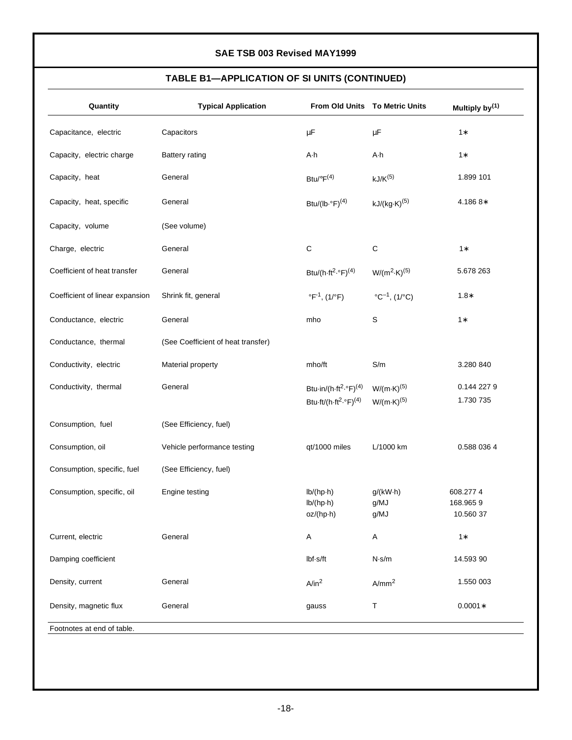## TABLE B1—APPLICATION OF SI UNITS (CONTINUED)

| Quantity | Typical Application | From Old Units | To Metric Units | Multiply by[(1)] |
|---|---|---|---|---|
| Capacitance, electric | Capacitors | μF | μF | 1* |
| Capacity, electric charge | Battery rating | A·h | A·h | 1* |
| Capacity, heat | General | Btu/°F[(4)] | kJ/K[(5)] | 1.899 101 |
| Capacity, heat, specific | General | Btu/(lb·°F)[(4)] | kJ/(kg·K)[(5)] | 4.186 8* |
| Capacity, volume | (See volume) | | | |
| Charge, electric | General | C | C | 1* |
| Coefficient of heat transfer | General | Btu/(h·ft$^2$·°F)[(4)] | W/(m$^2$·K)[(5)] | 5.678 263 |
| Coefficient of linear expansion | Shrink fit, general | °F$^{-1}$, (1/°F) | °C$^{-1}$, (1/°C) | 1.8* |
| Conductance, electric | General | mho | S | 1* |
| Conductance, thermal | (See Coefficient of heat transfer) | | | |
| Conductivity, electric | Material property | mho/ft | S/m | 3.280 840 |
| Conductivity, thermal | General | Btu·in/(h·ft$^2$·°F)[(4)]<br>Btu·ft/(h·ft$^2$·°F)[(4)] | W/(m·K)[(5)]<br>W/(m·K)[(5)] | 0.144 227 9<br>1.730 735 |
| Consumption, fuel | (See Efficiency, fuel) | | | |
| Consumption, oil | Vehicle performance testing | qt/1000 miles | L/1000 km | 0.588 036 4 |
| Consumption, specific, fuel | (See Efficiency, fuel) | | | |
| Consumption, specific, oil | Engine testing | lb/(hp·h)<br>lb/(hp·h)<br>oz/(hp·h) | g/(kW·h)<br>g/MJ<br>g/MJ | 608.277 4<br>168.965 9<br>10.560 37 |
| Current, electric | General | A | A | 1* |
| Damping coefficient | | lbf·s/ft | N·s/m | 14.593 90 |
| Density, current | General | A/in$^2$ | A/mm$^2$ | 1.550 003 |
| Density, magnetic flux | General | gauss | T | 0.0001* |

Footnotes at end of table.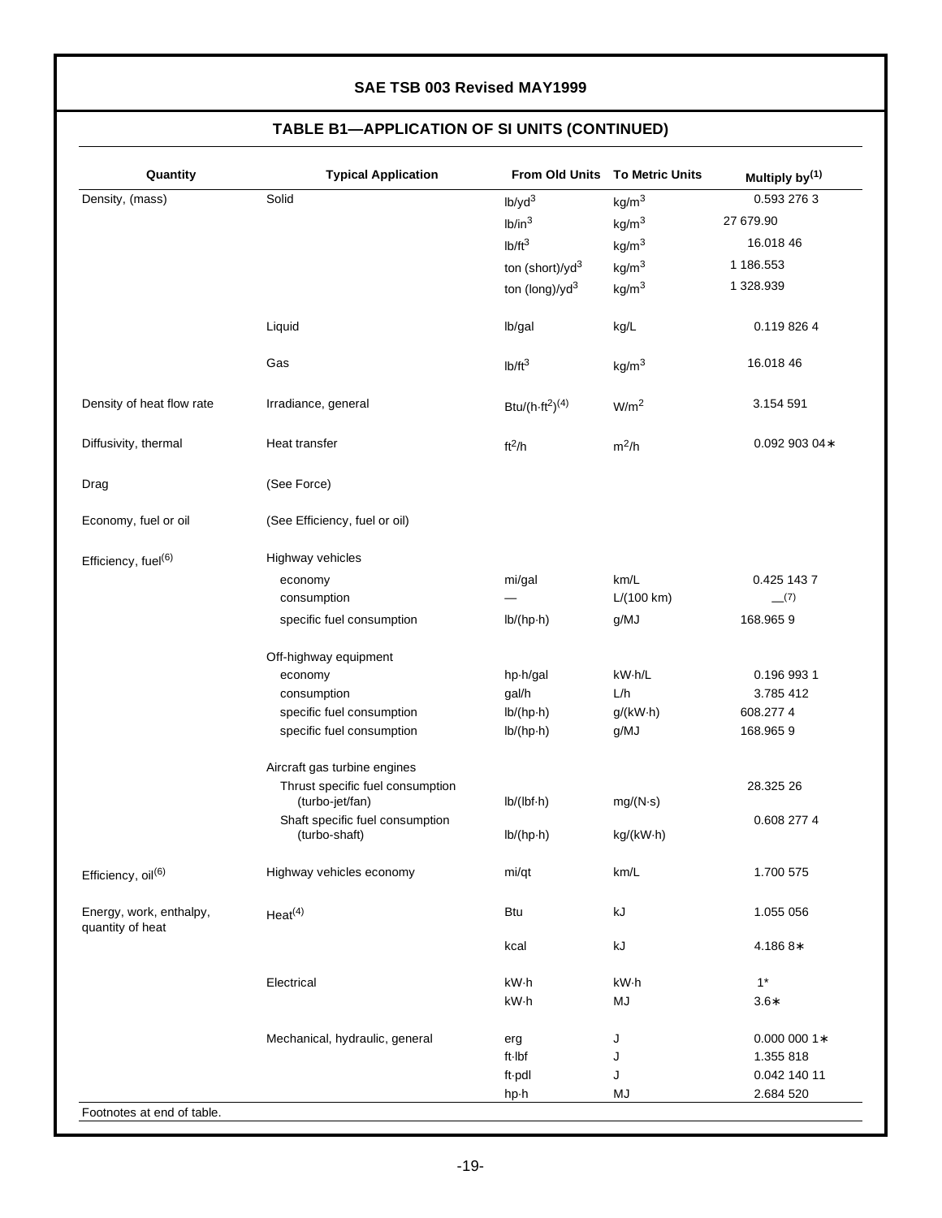## TABLE B1—APPLICATION OF SI UNITS (CONTINUED)

| Quantity | Typical Application | From Old Units | To Metric Units | Multiply by(1) |
|---|---|---|---|---|
| Density, (mass) | Solid | $lb/yd^3$ | $kg/m^3$ | 0.593 276 3 |
| | | $lb/in^3$ | $kg/m^3$ | 27 679.90 |
| | | $lb/ft^3$ | $kg/m^3$ | 16.018 46 |
| | | ton (short)/$yd^3$ | $kg/m^3$ | 1 186.553 |
| | | ton (long)/$yd^3$ | $kg/m^3$ | 1 328.939 |
| | Liquid | lb/gal | kg/L | 0.119 826 4 |
| | Gas | $lb/ft^3$ | $kg/m^3$ | 16.018 46 |
| Density of heat flow rate | Irradiance, general | $Btu/(h{\cdot}ft^2)$(4) | $W/m^2$ | 3.154 591 |
| Diffusivity, thermal | Heat transfer | $ft^2/h$ | $m^2/h$ | 0.092 903 04* |
| Drag | (See Force) | | | |
| Economy, fuel or oil | (See Efficiency, fuel or oil) | | | |
| Efficiency, fuel(6) | Highway vehicles | | | |
| | economy | mi/gal | km/L | 0.425 143 7 |
| | consumption | — | L/(100 km) | —(7) |
| | specific fuel consumption | lb/(hp·h) | g/MJ | 168.965 9 |
| | Off-highway equipment | | | |
| | economy | hp·h/gal | kW·h/L | 0.196 993 1 |
| | consumption | gal/h | L/h | 3.785 412 |
| | specific fuel consumption | lb/(hp·h) | g/(kW·h) | 608.277 4 |
| | specific fuel consumption | lb/(hp·h) | g/MJ | 168.965 9 |
| | Aircraft gas turbine engines | | | |
| | Thrust specific fuel consumption (turbo-jet/fan) | lb/(lbf·h) | mg/(N·s) | 28.325 26 |
| | Shaft specific fuel consumption (turbo-shaft) | lb/(hp·h) | kg/(kW·h) | 0.608 277 4 |
| Efficiency, oil(6) | Highway vehicles economy | mi/qt | km/L | 1.700 575 |
| Energy, work, enthalpy, quantity of heat | Heat(4) | Btu | kJ | 1.055 056 |
| | | kcal | kJ | 4.186 8* |
| | Electrical | kW·h | kW·h | 1* |
| | | kW·h | MJ | 3.6* |
| | Mechanical, hydraulic, general | erg | J | 0.000 000 1* |
| | | ft·lbf | J | 1.355 818 |
| | | ft·pdl | J | 0.042 140 11 |
| | | hp·h | MJ | 2.684 520 |

Footnotes at end of table.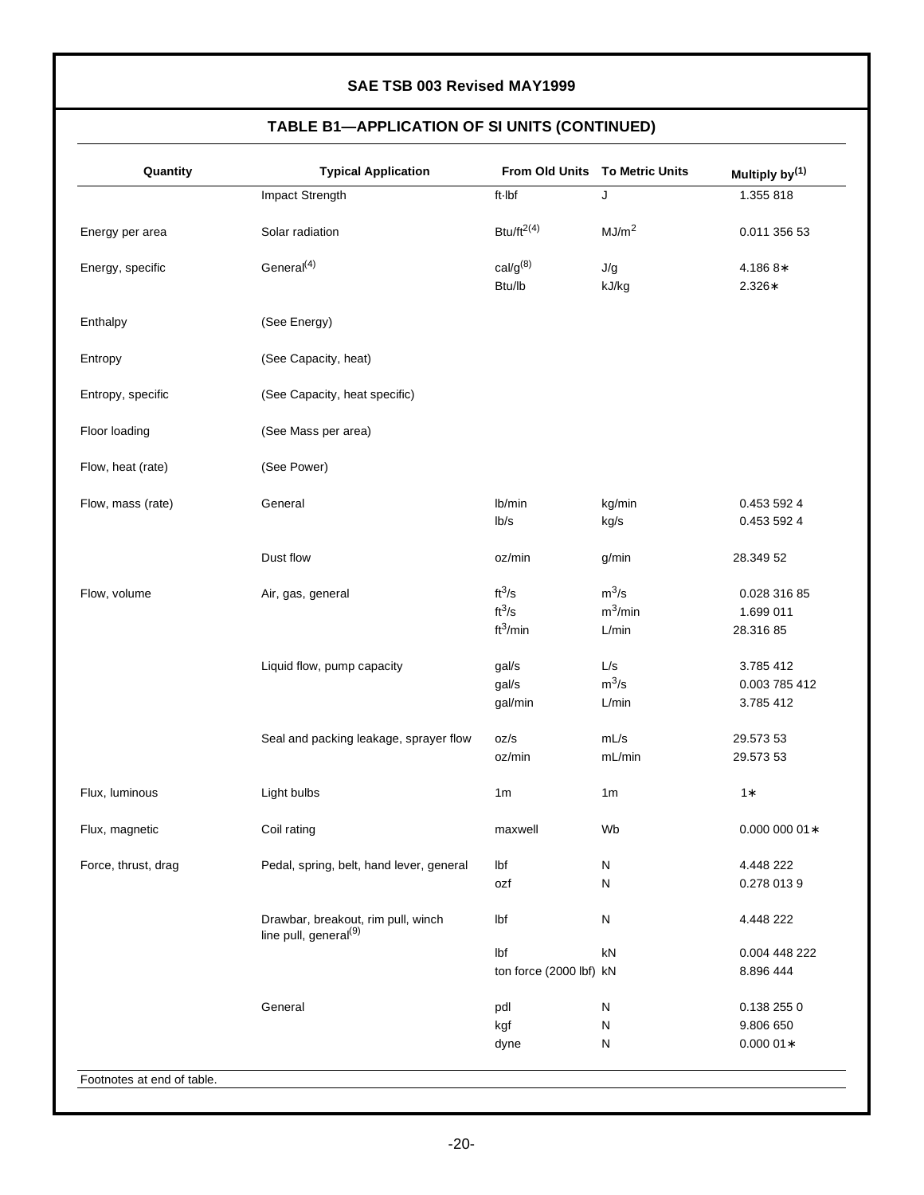## TABLE B1—APPLICATION OF SI UNITS (CONTINUED)

| Quantity | Typical Application | From Old Units | To Metric Units | Multiply by[(1)] |
|---|---|---|---|---|
| | Impact Strength | ft·lbf | J | 1.355 818 |
| Energy per area | Solar radiation | Btu/ft$^2$[(4)] | MJ/m$^2$ | 0.011 356 53 |
| Energy, specific | General[(4)] | cal/g[(8)] | J/g | 4.186 8∗ |
| | | Btu/lb | kJ/kg | 2.326∗ |
| Enthalpy | (See Energy) | | | |
| Entropy | (See Capacity, heat) | | | |
| Entropy, specific | (See Capacity, heat specific) | | | |
| Floor loading | (See Mass per area) | | | |
| Flow, heat (rate) | (See Power) | | | |
| Flow, mass (rate) | General | lb/min | kg/min | 0.453 592 4 |
| | | lb/s | kg/s | 0.453 592 4 |
| | Dust flow | oz/min | g/min | 28.349 52 |
| Flow, volume | Air, gas, general | ft$^3$/s | m$^3$/s | 0.028 316 85 |
| | | ft$^3$/s | m$^3$/min | 1.699 011 |
| | | ft$^3$/min | L/min | 28.316 85 |
| | Liquid flow, pump capacity | gal/s | L/s | 3.785 412 |
| | | gal/s | m$^3$/s | 0.003 785 412 |
| | | gal/min | L/min | 3.785 412 |
| | Seal and packing leakage, sprayer flow | oz/s | mL/s | 29.573 53 |
| | | oz/min | mL/min | 29.573 53 |
| Flux, luminous | Light bulbs | 1m | 1m | 1∗ |
| Flux, magnetic | Coil rating | maxwell | Wb | 0.000 000 01∗ |
| Force, thrust, drag | Pedal, spring, belt, hand lever, general | lbf | N | 4.448 222 |
| | | ozf | N | 0.278 013 9 |
| | Drawbar, breakout, rim pull, winch line pull, general[(9)] | lbf | N | 4.448 222 |
| | | lbf | kN | 0.004 448 222 |
| | | ton force (2000 lbf) | kN | 8.896 444 |
| | General | pdl | N | 0.138 255 0 |
| | | kgf | N | 9.806 650 |
| | | dyne | N | 0.000 01∗ |

Footnotes at end of table.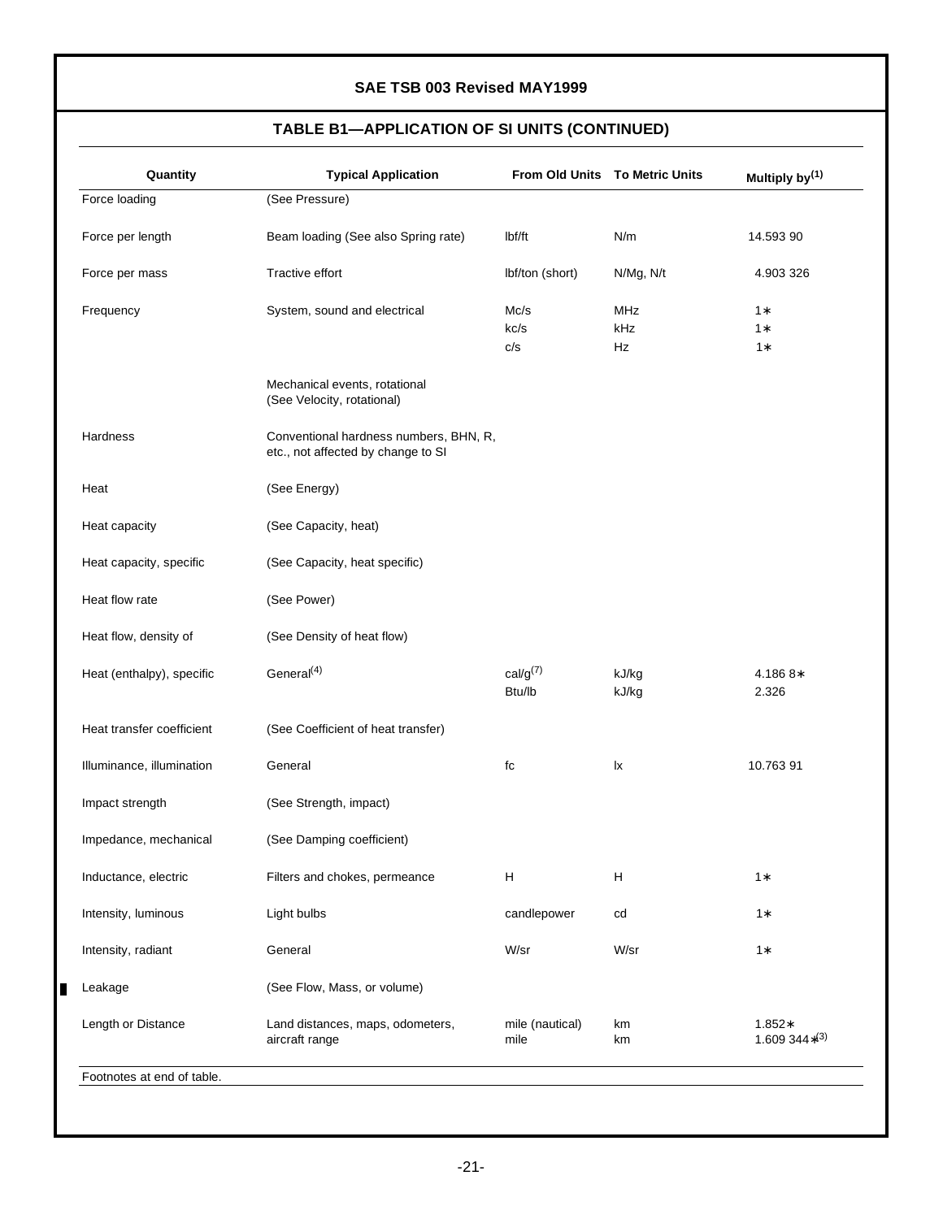## TABLE B1—APPLICATION OF SI UNITS (CONTINUED)

| Quantity | Typical Application | From Old Units | To Metric Units | Multiply by[1] |
|---|---|---|---|---|
| Force loading | (See Pressure) | | | |
| Force per length | Beam loading (See also Spring rate) | lbf/ft | N/m | 14.593 90 |
| Force per mass | Tractive effort | lbf/ton (short) | N/Mg, N/t | 4.903 326 |
| Frequency | System, sound and electrical | Mc/s<br>kc/s<br>c/s | MHz<br>kHz<br>Hz | 1*<br>1*<br>1* |
| | Mechanical events, rotational (See Velocity, rotational) | | | |
| Hardness | Conventional hardness numbers, BHN, R, etc., not affected by change to SI | | | |
| Heat | (See Energy) | | | |
| Heat capacity | (See Capacity, heat) | | | |
| Heat capacity, specific | (See Capacity, heat specific) | | | |
| Heat flow rate | (See Power) | | | |
| Heat flow, density of | (See Density of heat flow) | | | |
| Heat (enthalpy), specific | General[4] | cal/g[7]<br>Btu/lb | kJ/kg<br>kJ/kg | 4.186 8*<br>2.326 |
| Heat transfer coefficient | (See Coefficient of heat transfer) | | | |
| Illuminance, illumination | General | fc | lx | 10.763 91 |
| Impact strength | (See Strength, impact) | | | |
| Impedance, mechanical | (See Damping coefficient) | | | |
| Inductance, electric | Filters and chokes, permeance | H | H | 1* |
| Intensity, luminous | Light bulbs | candlepower | cd | 1* |
| Intensity, radiant | General | W/sr | W/sr | 1* |
| Leakage | (See Flow, Mass, or volume) | | | |
| Length or Distance | Land distances, maps, odometers, aircraft range | mile (nautical)<br>mile | km<br>km | 1.852*<br>1.609 344*[3] |

Footnotes at end of table.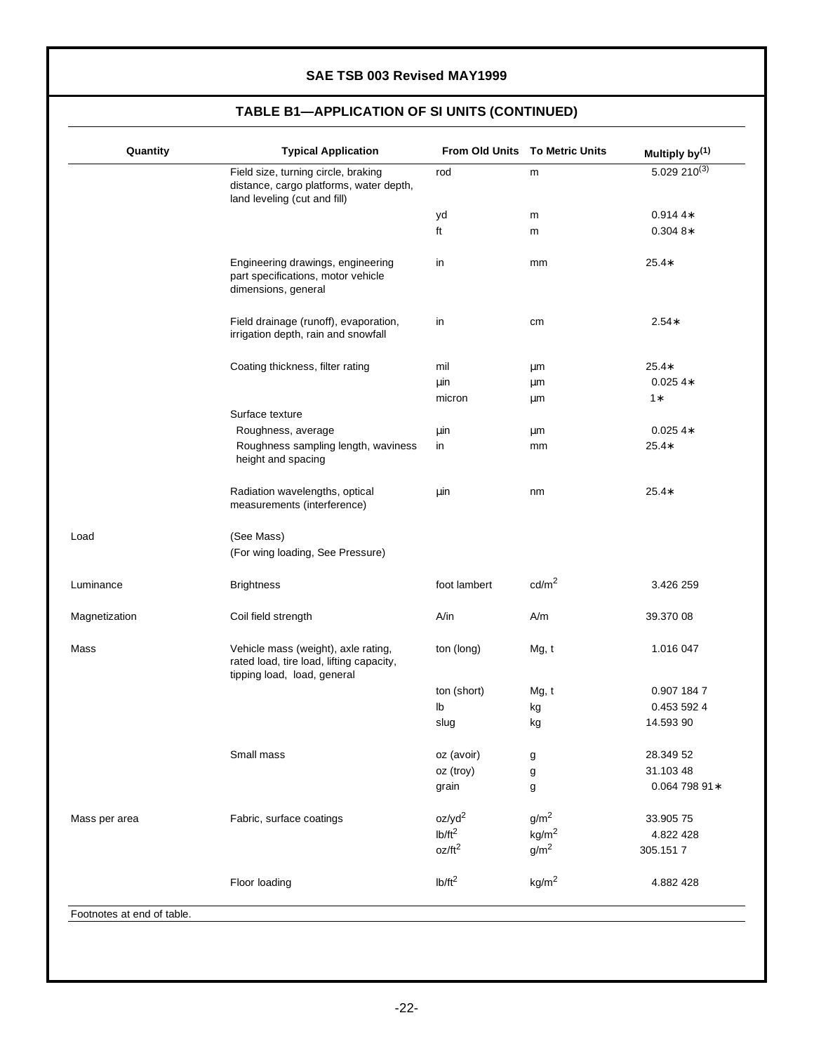## TABLE B1—APPLICATION OF SI UNITS (CONTINUED)

| Quantity | Typical Application | From Old Units | To Metric Units | Multiply by(1) |
|---|---|---|---|---|
| | Field size, turning circle, braking distance, cargo platforms, water depth, land leveling (cut and fill) | rod | m | 5.029 210(3) |
| | | yd | m | 0.914 4∗ |
| | | ft | m | 0.304 8∗ |
| | Engineering drawings, engineering part specifications, motor vehicle dimensions, general | in | mm | 25.4∗ |
| | Field drainage (runoff), evaporation, irrigation depth, rain and snowfall | in | cm | 2.54∗ |
| | Coating thickness, filter rating | mil | µm | 25.4∗ |
| | | µin | µm | 0.025 4∗ |
| | | micron | µm | 1∗ |
| | Surface texture | | | |
| | Roughness, average | µin | µm | 0.025 4∗ |
| | Roughness sampling length, waviness height and spacing | in | mm | 25.4∗ |
| | Radiation wavelengths, optical measurements (interference) | µin | nm | 25.4∗ |
| Load | (See Mass) | | | |
| | (For wing loading, See Pressure) | | | |
| Luminance | Brightness | foot lambert | $cd/m^2$ | 3.426 259 |
| Magnetization | Coil field strength | A/in | A/m | 39.370 08 |
| Mass | Vehicle mass (weight), axle rating, rated load, tire load, lifting capacity, tipping load, load, general | ton (long) | Mg, t | 1.016 047 |
| | | ton (short) | Mg, t | 0.907 184 7 |
| | | lb | kg | 0.453 592 4 |
| | | slug | kg | 14.593 90 |
| | Small mass | oz (avoir) | g | 28.349 52 |
| | | oz (troy) | g | 31.103 48 |
| | | grain | g | 0.064 798 91∗ |
| Mass per area | Fabric, surface coatings | $oz/yd^2$ | $g/m^2$ | 33.905 75 |
| | | $lb/ft^2$ | $kg/m^2$ | 4.822 428 |
| | | $oz/ft^2$ | $g/m^2$ | 305.151 7 |
| | Floor loading | $lb/ft^2$ | $kg/m^2$ | 4.882 428 |

Footnotes at end of table.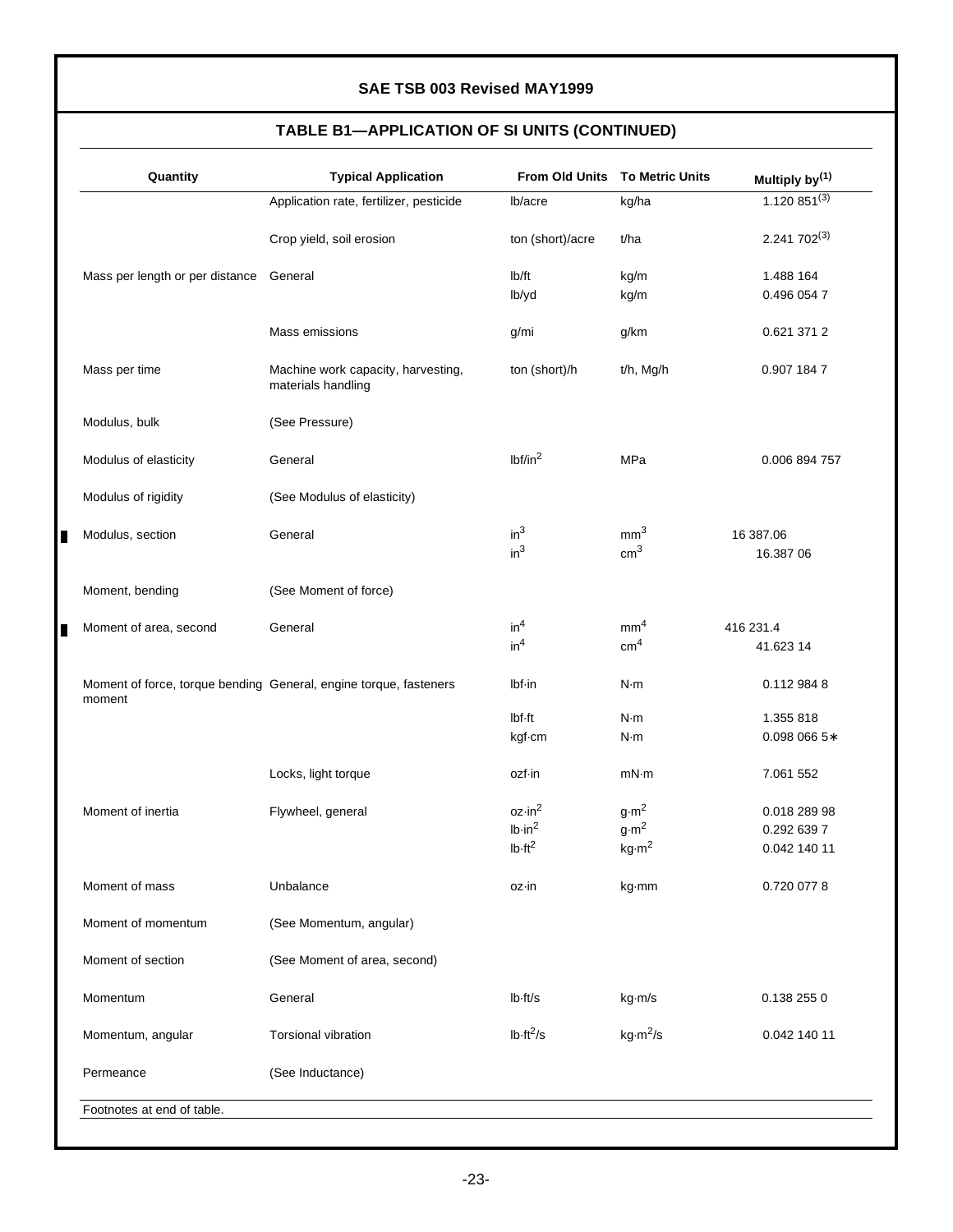## TABLE B1—APPLICATION OF SI UNITS (CONTINUED)

| Quantity | Typical Application | From Old Units | To Metric Units | Multiply by[1] |
|---|---|---|---|---|
| | Application rate, fertilizer, pesticide | lb/acre | kg/ha | 1.120 851[3] |
| | Crop yield, soil erosion | ton (short)/acre | t/ha | 2.241 702[3] |
| Mass per length or per distance | General | lb/ft | kg/m | 1.488 164 |
| | | lb/yd | kg/m | 0.496 054 7 |
| | Mass emissions | g/mi | g/km | 0.621 371 2 |
| Mass per time | Machine work capacity, harvesting, materials handling | ton (short)/h | t/h, Mg/h | 0.907 184 7 |
| Modulus, bulk | (See Pressure) | | | |
| Modulus of elasticity | General | $lbf/in^2$ | MPa | 0.006 894 757 |
| Modulus of rigidity | (See Modulus of elasticity) | | | |
| Modulus, section | General | $in^3$ | $mm^3$ | 16 387.06 |
| | | $in^3$ | $cm^3$ | 16.387 06 |
| Moment, bending | (See Moment of force) | | | |
| Moment of area, second | General | $in^4$ | $mm^4$ | 416 231.4 |
| | | $in^4$ | $cm^4$ | 41.623 14 |
| Moment of force, torque bending moment | General, engine torque, fasteners | lbf·in | N·m | 0.112 984 8 |
| | | lbf·ft | N·m | 1.355 818 |
| | | kgf·cm | N·m | 0.098 066 5∗ |
| | Locks, light torque | ozf·in | mN·m | 7.061 552 |
| Moment of inertia | Flywheel, general | $oz{\cdot}in^2$ | $g{\cdot}m^2$ | 0.018 289 98 |
| | | $lb{\cdot}in^2$ | $g{\cdot}m^2$ | 0.292 639 7 |
| | | $lb{\cdot}ft^2$ | $kg{\cdot}m^2$ | 0.042 140 11 |
| Moment of mass | Unbalance | oz·in | kg·mm | 0.720 077 8 |
| Moment of momentum | (See Momentum, angular) | | | |
| Moment of section | (See Moment of area, second) | | | |
| Momentum | General | lb·ft/s | kg·m/s | 0.138 255 0 |
| Momentum, angular | Torsional vibration | $lb{\cdot}ft^2/s$ | $kg{\cdot}m^2/s$ | 0.042 140 11 |
| Permeance | (See Inductance) | | | |

Footnotes at end of table.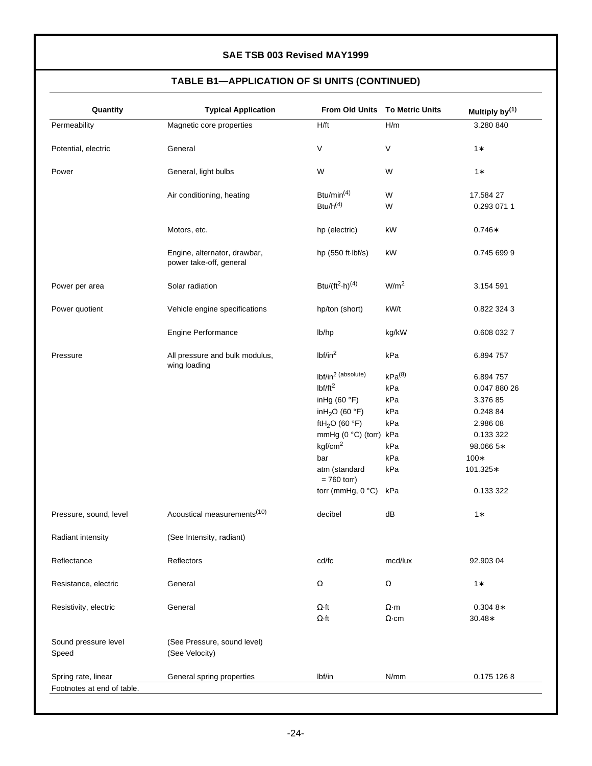## TABLE B1—APPLICATION OF SI UNITS (CONTINUED)

| Quantity | Typical Application | From Old Units | To Metric Units | Multiply by[1] |
|---|---|---|---|---|
| Permeability | Magnetic core properties | H/ft | H/m | 3.280 840 |
| Potential, electric | General | V | V | 1* |
| Power | General, light bulbs | W | W | 1* |
| | Air conditioning, heating | Btu/min[4] | W | 17.584 27 |
| | | Btu/h[4] | W | 0.293 071 1 |
| | Motors, etc. | hp (electric) | kW | 0.746* |
| | Engine, alternator, drawbar, power take-off, general | hp (550 ft·lbf/s) | kW | 0.745 699 9 |
| Power per area | Solar radiation | $Btu/(ft^2 \cdot h)$[4] | $W/m^2$ | 3.154 591 |
| Power quotient | Vehicle engine specifications | hp/ton (short) | kW/t | 0.822 324 3 |
| | Engine Performance | lb/hp | kg/kW | 0.608 032 7 |
| Pressure | All pressure and bulk modulus, wing loading | $lbf/in^2$ | kPa | 6.894 757 |
| | | $lbf/in^2$ (absolute) | kPa[8] | 6.894 757 |
| | | $lbf/ft^2$ | kPa | 0.047 880 26 |
| | | inHg (60 °F) | kPa | 3.376 85 |
| | | $inH_2O$ (60 °F) | kPa | 0.248 84 |
| | | $ftH_2O$ (60 °F) | kPa | 2.986 08 |
| | | mmHg (0 °C) (torr) | kPa | 0.133 322 |
| | | $kgf/cm^2$ | kPa | 98.066 5* |
| | | bar | kPa | 100* |
| | | atm (standard = 760 torr) | kPa | 101.325* |
| | | torr (mmHg, 0 °C) | kPa | 0.133 322 |
| Pressure, sound, level | Acoustical measurements[10] | decibel | dB | 1* |
| Radiant intensity | (See Intensity, radiant) | | | |
| Reflectance | Reflectors | cd/fc | mcd/lux | 92.903 04 |
| Resistance, electric | General | Ω | Ω | 1* |
| Resistivity, electric | General | Ω·ft | Ω·m | 0.304 8* |
| | | Ω·ft | Ω·cm | 30.48* |
| Sound pressure level | (See Pressure, sound level) | | | |
| Speed | (See Velocity) | | | |
| Spring rate, linear | General spring properties | lbf/in | N/mm | 0.175 126 8 |

Footnotes at end of table.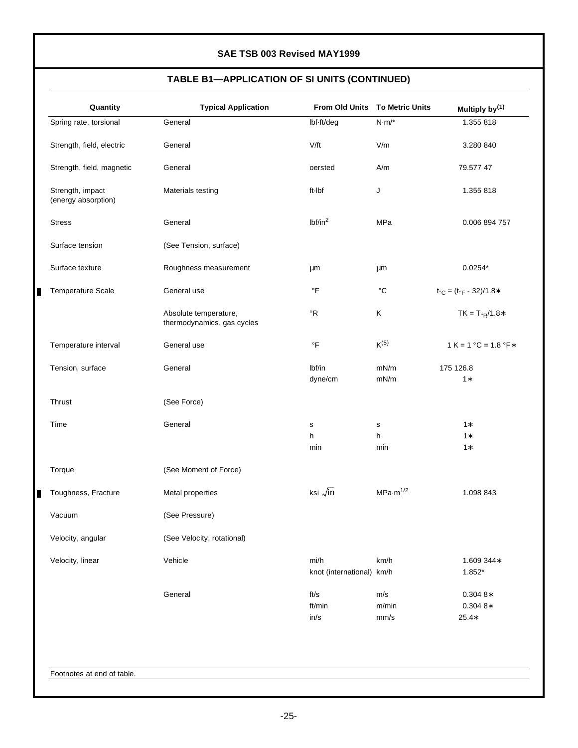## TABLE B1—APPLICATION OF SI UNITS (CONTINUED)

| Quantity | Typical Application | From Old Units | To Metric Units | Multiply by[1] |
|---|---|---|---|---|
| Spring rate, torsional | General | lbf·ft/deg | N·m/* | 1.355 818 |
| Strength, field, electric | General | V/ft | V/m | 3.280 840 |
| Strength, field, magnetic | General | oersted | A/m | 79.577 47 |
| Strength, impact (energy absorption) | Materials testing | ft·lbf | J | 1.355 818 |
| Stress | General | $lbf/in^2$ | MPa | 0.006 894 757 |
| Surface tension | (See Tension, surface) | | | |
| Surface texture | Roughness measurement | µm | µm | 0.0254* |
| Temperature Scale | General use | °F | °C | $t_{°C} = (t_{°F} - 32)/1.8$* |
| | Absolute temperature, thermodynamics, gas cycles | °R | K | $T_K = T_{°R}/1.8$* |
| Temperature interval | General use | °F | K[5] | 1 K = 1 °C = 1.8 °F* |
| Tension, surface | General | lbf/in | mN/m | 175 126.8 |
| | | dyne/cm | mN/m | 1* |
| Thrust | (See Force) | | | |
| Time | General | s | s | 1* |
| | | h | h | 1* |
| | | min | min | 1* |
| Torque | (See Moment of Force) | | | |
| Toughness, Fracture | Metal properties | ksi $\sqrt{in}$ | $MPa{\cdot}m^{1/2}$ | 1.098 843 |
| Vacuum | (See Pressure) | | | |
| Velocity, angular | (See Velocity, rotational) | | | |
| Velocity, linear | Vehicle | mi/h | km/h | 1.609 344* |
| | | knot (international) | km/h | 1.852* |
| | General | ft/s | m/s | 0.304 8* |
| | | ft/min | m/min | 0.304 8* |
| | | in/s | mm/s | 25.4* |

Footnotes at end of table.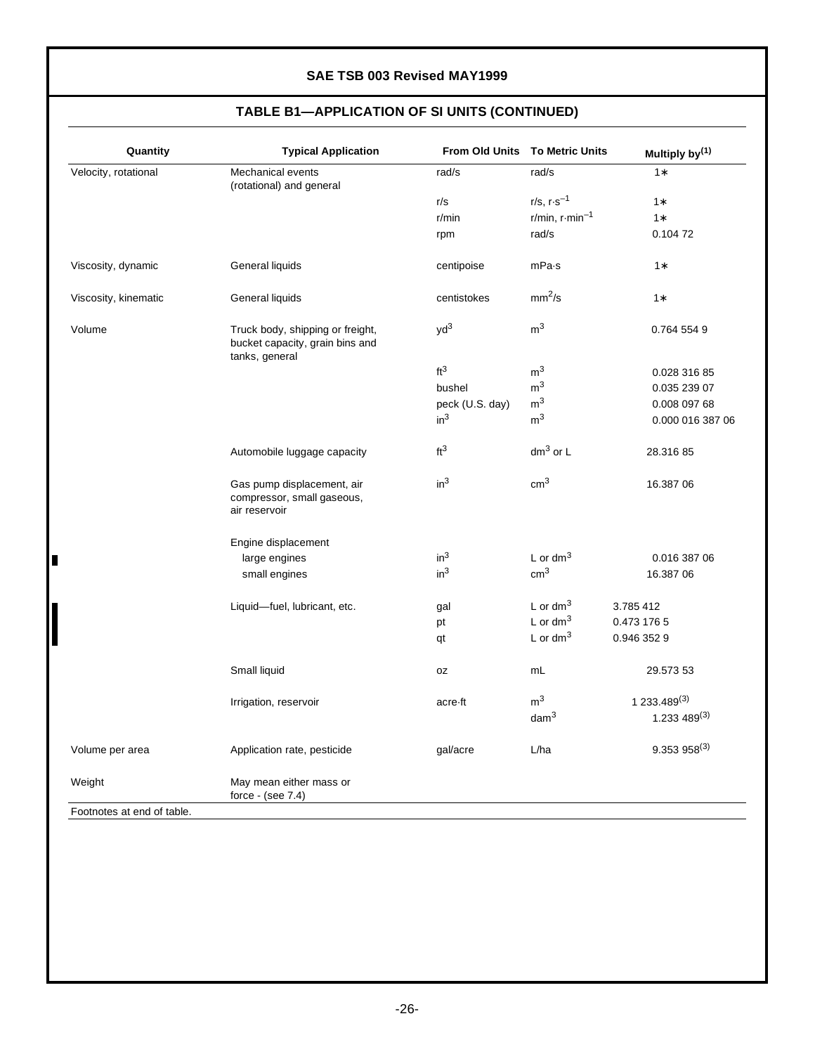## TABLE B1—APPLICATION OF SI UNITS (CONTINUED)

| Quantity | Typical Application | From Old Units | To Metric Units | Multiply by[1] |
|---|---|---|---|---|
| Velocity, rotational | Mechanical events (rotational) and general | rad/s | rad/s | 1* |
| | | r/s | r/s, $r \cdot s^{-1}$ | 1* |
| | | r/min | r/min, $r \cdot min^{-1}$ | 1* |
| | | rpm | rad/s | 0.104 72 |
| Viscosity, dynamic | General liquids | centipoise | mPa·s | 1* |
| Viscosity, kinematic | General liquids | centistokes | $mm^2/s$ | 1* |
| Volume | Truck body, shipping or freight, bucket capacity, grain bins and tanks, general | $yd^3$ | $m^3$ | 0.764 554 9 |
| | | $ft^3$ | $m^3$ | 0.028 316 85 |
| | | bushel | $m^3$ | 0.035 239 07 |
| | | peck (U.S. day) | $m^3$ | 0.008 097 68 |
| | | $in^3$ | $m^3$ | 0.000 016 387 06 |
| | Automobile luggage capacity | $ft^3$ | $dm^3$ or L | 28.316 85 |
| | Gas pump displacement, air compressor, small gaseous, air reservoir | $in^3$ | $cm^3$ | 16.387 06 |
| | Engine displacement | | | |
| | large engines | $in^3$ | L or $dm^3$ | 0.016 387 06 |
| | small engines | $in^3$ | $cm^3$ | 16.387 06 |
| | Liquid—fuel, lubricant, etc. | gal | L or $dm^3$ | 3.785 412 |
| | | pt | L or $dm^3$ | 0.473 176 5 |
| | | qt | L or $dm^3$ | 0.946 352 9 |
| | Small liquid | oz | mL | 29.573 53 |
| | Irrigation, reservoir | acre·ft | $m^3$ | 1 233.489[3] |
| | | | $dam^3$ | 1.233 489[3] |
| Volume per area | Application rate, pesticide | gal/acre | L/ha | 9.353 958[3] |
| Weight | May mean either mass or force - (see 7.4) | | | |

Footnotes at end of table.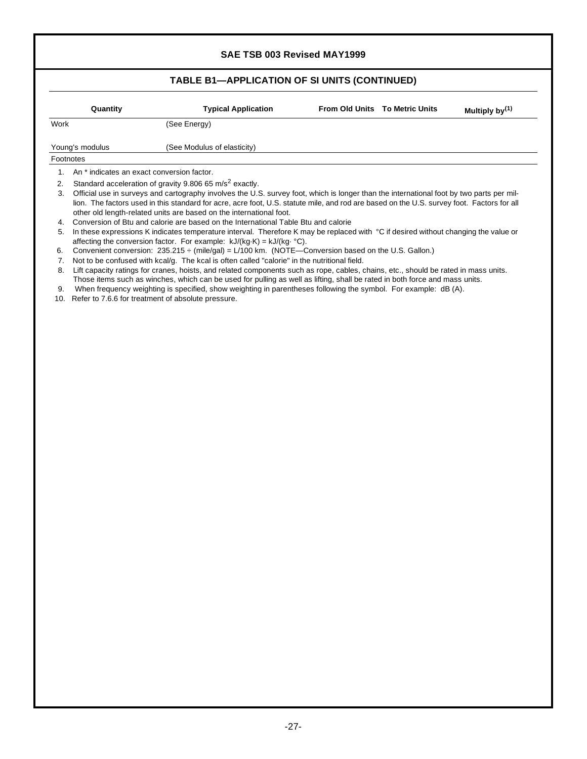## TABLE B1—APPLICATION OF SI UNITS (CONTINUED)

| Quantity | Typical Application | From Old Units | To Metric Units | Multiply by(1) |
|---|---|---|---|---|
| Work | (See Energy) | | | |
| Young's modulus | (See Modulus of elasticity) | | | |

Footnotes

1. An * indicates an exact conversion factor.
2. Standard acceleration of gravity 9.806 65 $m/s^2$ exactly.
3. Official use in surveys and cartography involves the U.S. survey foot, which is longer than the international foot by two parts per million. The factors used in this standard for acre, acre foot, U.S. statute mile, and rod are based on the U.S. survey foot. Factors for all other old length-related units are based on the international foot.
4. Conversion of Btu and calorie are based on the International Table Btu and calorie
5. In these expressions K indicates temperature interval. Therefore K may be replaced with °C if desired without changing the value or affecting the conversion factor. For example: kJ/(kg·K) = kJ/(kg· °C).
6. Convenient conversion: 235.215 ÷ (mile/gal) = L/100 km. (NOTE—Conversion based on the U.S. Gallon.)
7. Not to be confused with kcal/g. The kcal is often called "calorie" in the nutritional field.
8. Lift capacity ratings for cranes, hoists, and related components such as rope, cables, chains, etc., should be rated in mass units. Those items such as winches, which can be used for pulling as well as lifting, shall be rated in both force and mass units.
9. When frequency weighting is specified, show weighting in parentheses following the symbol. For example: dB (A).
10. Refer to 7.6.6 for treatment of absolute pressure.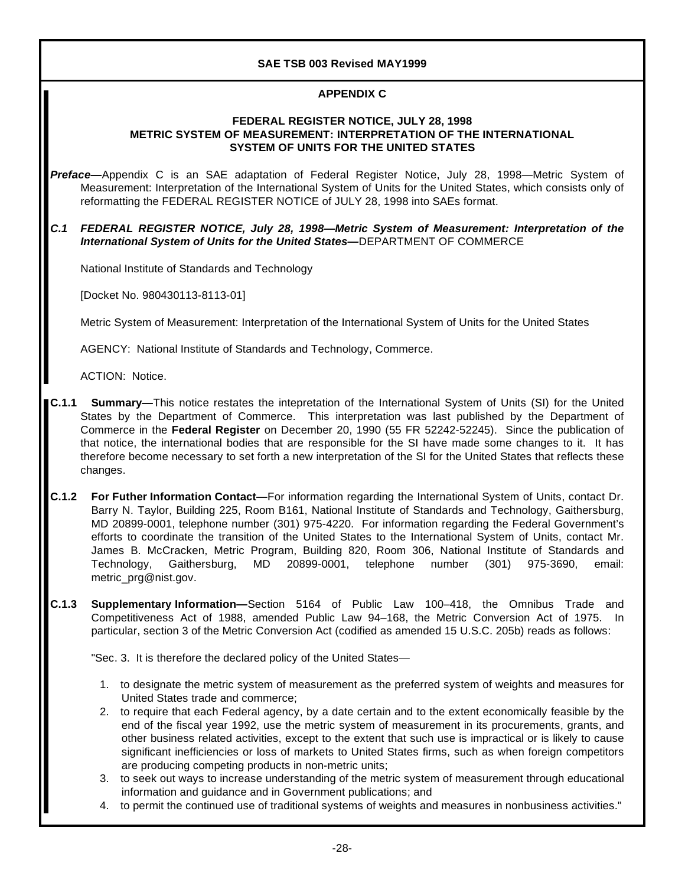## APPENDIX C

### FEDERAL REGISTER NOTICE, JULY 28, 1998
### METRIC SYSTEM OF MEASUREMENT: INTERPRETATION OF THE INTERNATIONAL SYSTEM OF UNITS FOR THE UNITED STATES

***Preface*—**Appendix C is an SAE adaptation of Federal Register Notice, July 28, 1998—Metric System of Measurement: Interpretation of the International System of Units for the United States, which consists only of reformatting the FEDERAL REGISTER NOTICE of JULY 28, 1998 into SAEs format.

***C.1 FEDERAL REGISTER NOTICE, July 28, 1998—Metric System of Measurement: Interpretation of the International System of Units for the United States*—**DEPARTMENT OF COMMERCE

National Institute of Standards and Technology

[Docket No. 980430113-8113-01]

Metric System of Measurement: Interpretation of the International System of Units for the United States

AGENCY: National Institute of Standards and Technology, Commerce.

ACTION: Notice.

**C.1.1 Summary—**This notice restates the intepretation of the International System of Units (SI) for the United States by the Department of Commerce. This interpretation was last published by the Department of Commerce in the **Federal Register** on December 20, 1990 (55 FR 52242-52245). Since the publication of that notice, the international bodies that are responsible for the SI have made some changes to it. It has therefore become necessary to set forth a new interpretation of the SI for the United States that reflects these changes.

**C.1.2 For Futher Information Contact—**For information regarding the International System of Units, contact Dr. Barry N. Taylor, Building 225, Room B161, National Institute of Standards and Technology, Gaithersburg, MD 20899-0001, telephone number (301) 975-4220. For information regarding the Federal Government's efforts to coordinate the transition of the United States to the International System of Units, contact Mr. James B. McCracken, Metric Program, Building 820, Room 306, National Institute of Standards and Technology, Gaithersburg, MD 20899-0001, telephone number (301) 975-3690, email: metric_prg@nist.gov.

**C.1.3 Supplementary Information—**Section 5164 of Public Law 100–418, the Omnibus Trade and Competitiveness Act of 1988, amended Public Law 94–168, the Metric Conversion Act of 1975. In particular, section 3 of the Metric Conversion Act (codified as amended 15 U.S.C. 205b) reads as follows:

"Sec. 3. It is therefore the declared policy of the United States—

1. to designate the metric system of measurement as the preferred system of weights and measures for United States trade and commerce;
2. to require that each Federal agency, by a date certain and to the extent economically feasible by the end of the fiscal year 1992, use the metric system of measurement in its procurements, grants, and other business related activities, except to the extent that such use is impractical or is likely to cause significant inefficiencies or loss of markets to United States firms, such as when foreign competitors are producing competing products in non-metric units;
3. to seek out ways to increase understanding of the metric system of measurement through educational information and guidance and in Government publications; and
4. to permit the continued use of traditional systems of weights and measures in nonbusiness activities."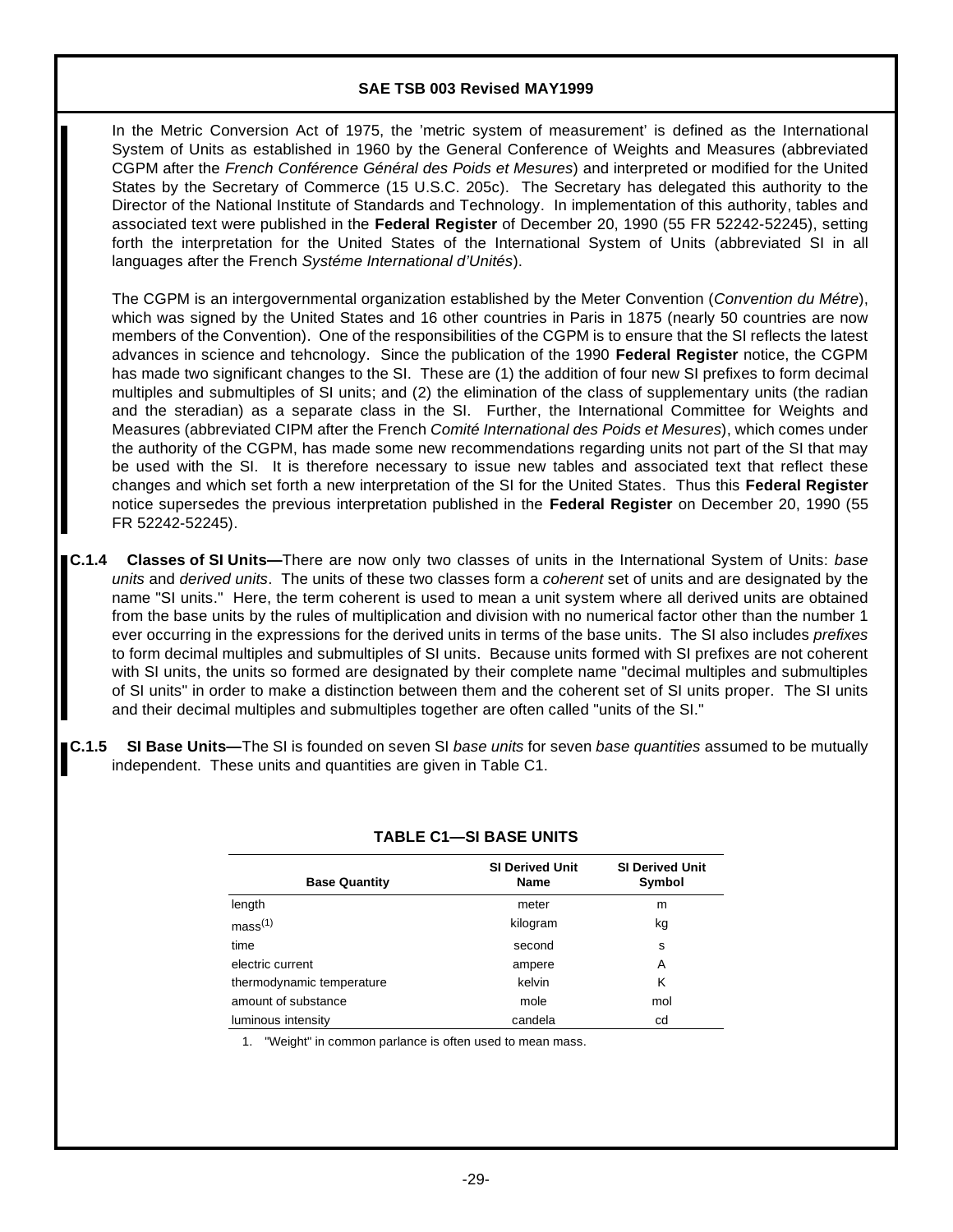In the Metric Conversion Act of 1975, the 'metric system of measurement' is defined as the International System of Units as established in 1960 by the General Conference of Weights and Measures (abbreviated CGPM after the *French Conférence Général des Poids et Mesures*) and interpreted or modified for the United States by the Secretary of Commerce (15 U.S.C. 205c). The Secretary has delegated this authority to the Director of the National Institute of Standards and Technology. In implementation of this authority, tables and associated text were published in the **Federal Register** of December 20, 1990 (55 FR 52242-52245), setting forth the interpretation for the United States of the International System of Units (abbreviated SI in all languages after the French *Systéme International d'Unités*).

The CGPM is an intergovernmental organization established by the Meter Convention (*Convention du Métre*), which was signed by the United States and 16 other countries in Paris in 1875 (nearly 50 countries are now members of the Convention). One of the responsibilities of the CGPM is to ensure that the SI reflects the latest advances in science and tehcnology. Since the publication of the 1990 **Federal Register** notice, the CGPM has made two significant changes to the SI. These are (1) the addition of four new SI prefixes to form decimal multiples and submultiples of SI units; and (2) the elimination of the class of supplementary units (the radian and the steradian) as a separate class in the SI. Further, the International Committee for Weights and Measures (abbreviated CIPM after the French *Comité International des Poids et Mesures*), which comes under the authority of the CGPM, has made some new recommendations regarding units not part of the SI that may be used with the SI. It is therefore necessary to issue new tables and associated text that reflect these changes and which set forth a new interpretation of the SI for the United States. Thus this **Federal Register** notice supersedes the previous interpretation published in the **Federal Register** on December 20, 1990 (55 FR 52242-52245).

**C.1.4 Classes of SI Units—**There are now only two classes of units in the International System of Units: *base units* and *derived units*. The units of these two classes form a *coherent* set of units and are designated by the name "SI units." Here, the term coherent is used to mean a unit system where all derived units are obtained from the base units by the rules of multiplication and division with no numerical factor other than the number 1 ever occurring in the expressions for the derived units in terms of the base units. The SI also includes *prefixes* to form decimal multiples and submultiples of SI units. Because units formed with SI prefixes are not coherent with SI units, the units so formed are designated by their complete name "decimal multiples and submultiples of SI units" in order to make a distinction between them and the coherent set of SI units proper. The SI units and their decimal multiples and submultiples together are often called "units of the SI."

**C.1.5 SI Base Units—**The SI is founded on seven SI *base units* for seven *base quantities* assumed to be mutually independent. These units and quantities are given in Table C1.

**TABLE C1—SI BASE UNITS**

| Base Quantity | SI Derived Unit Name | SI Derived Unit Symbol |
|---|---|---|
| length | meter | m |
| mass[1] | kilogram | kg |
| time | second | s |
| electric current | ampere | A |
| thermodynamic temperature | kelvin | K |
| amount of substance | mole | mol |
| luminous intensity | candela | cd |

1. "Weight" in common parlance is often used to mean mass.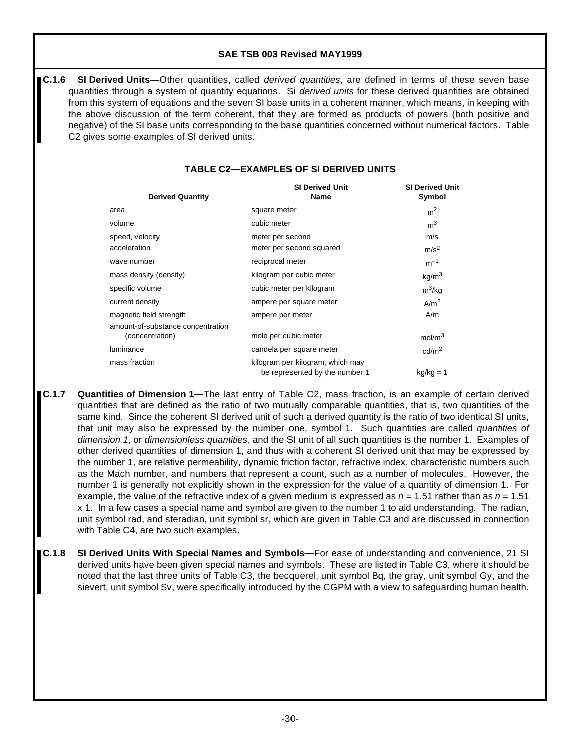**C.1.6 SI Derived Units—**Other quantities, called *derived quantities*, are defined in terms of these seven base quantities through a system of quantity equations. Si *derived units* for these derived quantities are obtained from this system of equations and the seven SI base units in a coherent manner, which means, in keeping with the above discussion of the term coherent, that they are formed as products of powers (both positive and negative) of the SI base units corresponding to the base quantities concerned without numerical factors. Table C2 gives some examples of SI derived units.

**TABLE C2—EXAMPLES OF SI DERIVED UNITS**

| Derived Quantity | SI Derived Unit Name | SI Derived Unit Symbol |
|---|---|---|
| area | square meter | $m^2$ |
| volume | cubic meter | $m^3$ |
| speed, velocity | meter per second | m/s |
| acceleration | meter per second squared | $m/s^2$ |
| wave number | reciprocal meter | $m^{-1}$ |
| mass density (density) | kilogram per cubic meter | $kg/m^3$ |
| specific volume | cubic meter per kilogram | $m^3/kg$ |
| current density | ampere per square meter | $A/m^2$ |
| magnetic field strength | ampere per meter | A/m |
| amount-of-substance concentration (concentration) | mole per cubic meter | $mol/m^3$ |
| luminance | candela per square meter | $cd/m^2$ |
| mass fraction | kilogram per kilogram, which may be represented by the number 1 | kg/kg = 1 |

**C.1.7 Quantities of Dimension 1—**The last entry of Table C2, mass fraction, is an example of certain derived quantities that are defined as the ratio of two mutually comparable quantities, that is, two quantities of the same kind. Since the coherent SI derived unit of such a derived quantity is the ratio of two identical SI units, that unit may also be expressed by the number one, symbol 1. Such quantities are called *quantities of dimension 1*, or *dimensionless quantities*, and the SI unit of all such quantities is the number 1. Examples of other derived quantities of dimension 1, and thus with a coherent SI derived unit that may be expressed by the number 1, are relative permeability, dynamic friction factor, refractive index, characteristic numbers such as the Mach number, and numbers that represent a count, such as a number of molecules. However, the number 1 is generally not explicitly shown in the expression for the value of a quantity of dimension 1. For example, the value of the refractive index of a given medium is expressed as $n = 1.51$ rather than as $n = 1.51 \times 1$. In a few cases a special name and symbol are given to the number 1 to aid understanding. The radian, unit symbol rad, and steradian, unit symbol sr, which are given in Table C3 and are discussed in connection with Table C4, are two such examples.

**C.1.8 SI Derived Units With Special Names and Symbols—**For ease of understanding and convenience, 21 SI derived units have been given special names and symbols. These are listed in Table C3, where it should be noted that the last three units of Table C3, the becquerel, unit symbol Bq, the gray, unit symbol Gy, and the sievert, unit symbol Sv, were specifically introduced by the CGPM with a view to safeguarding human health.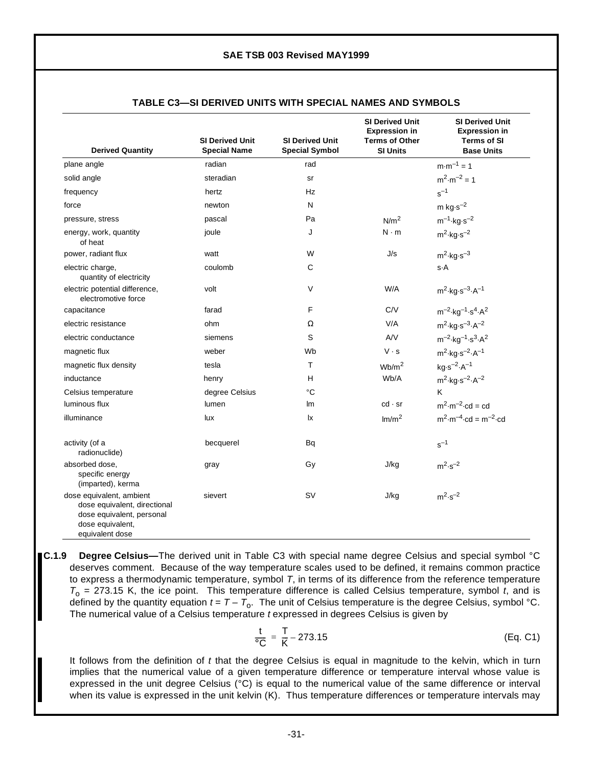**TABLE C3—SI DERIVED UNITS WITH SPECIAL NAMES AND SYMBOLS**

| Derived Quantity | SI Derived Unit Special Name | SI Derived Unit Special Symbol | SI Derived Unit Expression in Terms of Other SI Units | SI Derived Unit Expression in Terms of SI Base Units |
|---|---|---|---|---|
| plane angle | radian | rad | | $m \cdot m^{-1} = 1$ |
| solid angle | steradian | sr | | $m^2 \cdot m^{-2} = 1$ |
| frequency | hertz | Hz | | $s^{-1}$ |
| force | newton | N | | $m\ kg \cdot s^{-2}$ |
| pressure, stress | pascal | Pa | $N/m^2$ | $m^{-1} \cdot kg \cdot s^{-2}$ |
| energy, work, quantity of heat | joule | J | $N \cdot m$ | $m^2 \cdot kg \cdot s^{-2}$ |
| power, radiant flux | watt | W | J/s | $m^2 \cdot kg \cdot s^{-3}$ |
| electric charge, quantity of electricity | coulomb | C | | $s \cdot A$ |
| electric potential difference, electromotive force | volt | V | W/A | $m^2 \cdot kg \cdot s^{-3} \cdot A^{-1}$ |
| capacitance | farad | F | C/V | $m^{-2} \cdot kg^{-1} \cdot s^4 \cdot A^2$ |
| electric resistance | ohm | Ω | V/A | $m^2 \cdot kg \cdot s^{-3} \cdot A^{-2}$ |
| electric conductance | siemens | S | A/V | $m^{-2} \cdot kg^{-1} \cdot s^3 \cdot A^2$ |
| magnetic flux | weber | Wb | $V \cdot s$ | $m^2 \cdot kg \cdot s^{-2} \cdot A^{-1}$ |
| magnetic flux density | tesla | T | $Wb/m^2$ | $kg \cdot s^{-2} \cdot A^{-1}$ |
| inductance | henry | H | Wb/A | $m^2 \cdot kg \cdot s^{-2} \cdot A^{-2}$ |
| Celsius temperature | degree Celsius | °C | | K |
| luminous flux | lumen | lm | $cd \cdot sr$ | $m^2 \cdot m^{-2} \cdot cd = cd$ |
| illuminance | lux | lx | $lm/m^2$ | $m^2 \cdot m^{-4} \cdot cd = m^{-2} \cdot cd$ |
| activity (of a radionuclide) | becquerel | Bq | | $s^{-1}$ |
| absorbed dose, specific energy (imparted), kerma | gray | Gy | J/kg | $m^2 \cdot s^{-2}$ |
| dose equivalent, ambient dose equivalent, directional dose equivalent, personal dose equivalent, equivalent dose | sievert | SV | J/kg | $m^2 \cdot s^{-2}$ |

**C.1.9 Degree Celsius—**The derived unit in Table C3 with special name degree Celsius and special symbol °C deserves comment. Because of the way temperature scales used to be defined, it remains common practice to express a thermodynamic temperature, symbol $T$, in terms of its difference from the reference temperature $T_o$ = 273.15 K, the ice point. This temperature difference is called Celsius temperature, symbol $t$, and is defined by the quantity equation $t = T - T_o$. The unit of Celsius temperature is the degree Celsius, symbol °C. The numerical value of a Celsius temperature $t$ expressed in degrees Celsius is given by

$$\frac{t}{°C} = \frac{T}{K} - 273.15 \qquad \text{(Eq. C1)}$$

It follows from the definition of $t$ that the degree Celsius is equal in magnitude to the kelvin, which in turn implies that the numerical value of a given temperature difference or temperature interval whose value is expressed in the unit degree Celsius (°C) is equal to the numerical value of the same difference or interval when its value is expressed in the unit kelvin (K). Thus temperature differences or temperature intervals may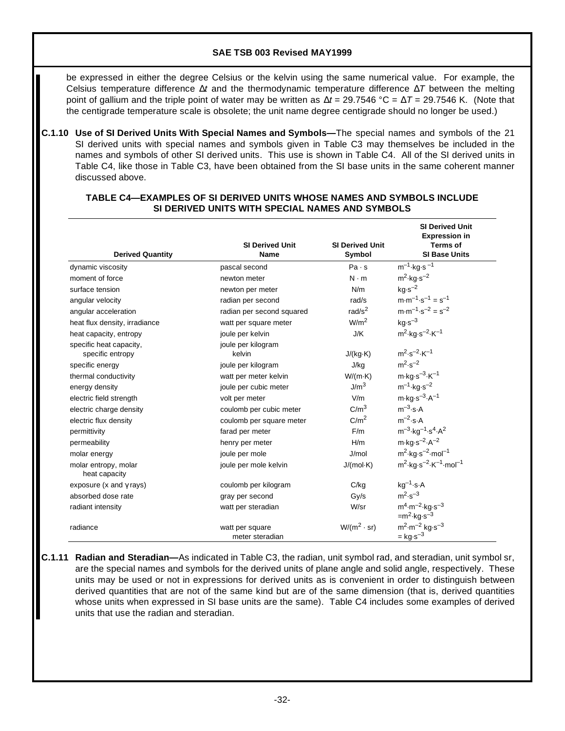be expressed in either the degree Celsius or the kelvin using the same numerical value. For example, the Celsius temperature difference $\Delta t$ and the thermodynamic temperature difference $\Delta T$ between the melting point of gallium and the triple point of water may be written as $\Delta t$ = 29.7546 °C = $\Delta T$ = 29.7546 K. (Note that the centigrade temperature scale is obsolete; the unit name degree centigrade should no longer be used.)

**C.1.10 Use of SI Derived Units With Special Names and Symbols—**The special names and symbols of the 21 SI derived units with special names and symbols given in Table C3 may themselves be included in the names and symbols of other SI derived units. This use is shown in Table C4. All of the SI derived units in Table C4, like those in Table C3, have been obtained from the SI base units in the same coherent manner discussed above.

**TABLE C4—EXAMPLES OF SI DERIVED UNITS WHOSE NAMES AND SYMBOLS INCLUDE SI DERIVED UNITS WITH SPECIAL NAMES AND SYMBOLS**

| Derived Quantity | SI Derived Unit Name | SI Derived Unit Symbol | SI Derived Unit Expression in Terms of SI Base Units |
|---|---|---|---|
| dynamic viscosity | pascal second | Pa · s | $m^{-1} \cdot kg \cdot s^{-1}$ |
| moment of force | newton meter | N · m | $m^2 \cdot kg \cdot s^{-2}$ |
| surface tension | newton per meter | N/m | $kg \cdot s^{-2}$ |
| angular velocity | radian per second | rad/s | $m \cdot m^{-1} \cdot s^{-1} = s^{-1}$ |
| angular acceleration | radian per second squared | $rad/s^2$ | $m \cdot m^{-1} \cdot s^{-2} = s^{-2}$ |
| heat flux density, irradiance | watt per square meter | $W/m^2$ | $kg \cdot s^{-3}$ |
| heat capacity, entropy | joule per kelvin | J/K | $m^2 \cdot kg \cdot s^{-2} \cdot K^{-1}$ |
| specific heat capacity, specific entropy | joule per kilogram kelvin | J/(kg·K) | $m^2 \cdot s^{-2} \cdot K^{-1}$ |
| specific energy | joule per kilogram | J/kg | $m^2 \cdot s^{-2}$ |
| thermal conductivity | watt per meter kelvin | W/(m·K) | $m \cdot kg \cdot s^{-3} \cdot K^{-1}$ |
| energy density | joule per cubic meter | $J/m^3$ | $m^{-1} \cdot kg \cdot s^{-2}$ |
| electric field strength | volt per meter | V/m | $m \cdot kg \cdot s^{-3} \cdot A^{-1}$ |
| electric charge density | coulomb per cubic meter | $C/m^3$ | $m^{-3} \cdot s \cdot A$ |
| electric flux density | coulomb per square meter | $C/m^2$ | $m^{-2} \cdot s \cdot A$ |
| permittivity | farad per meter | F/m | $m^{-3} \cdot kg^{-1} \cdot s^4 \cdot A^2$ |
| permeability | henry per meter | H/m | $m \cdot kg \cdot s^{-2} \cdot A^{-2}$ |
| molar energy | joule per mole | J/mol | $m^2 \cdot kg \cdot s^{-2} \cdot mol^{-1}$ |
| molar entropy, molar heat capacity | joule per mole kelvin | J/(mol·K) | $m^2 \cdot kg \cdot s^{-2} \cdot K^{-1} \cdot mol^{-1}$ |
| exposure (x and γ rays) | coulomb per kilogram | C/kg | $kg^{-1} \cdot s \cdot A$ |
| absorbed dose rate | gray per second | Gy/s | $m^2 \cdot s^{-3}$ |
| radiant intensity | watt per steradian | W/sr | $m^4 \cdot m^{-2} \cdot kg \cdot s^{-3} = m^2 \cdot kg \cdot s^{-3}$ |
| radiance | watt per square meter steradian | $W/(m^2 \cdot sr)$ | $m^2 \cdot m^{-2}\ kg \cdot s^{-3} = kg \cdot s^{-3}$ |

**C.1.11 Radian and Steradian—**As indicated in Table C3, the radian, unit symbol rad, and steradian, unit symbol sr, are the special names and symbols for the derived units of plane angle and solid angle, respectively. These units may be used or not in expressions for derived units as is convenient in order to distinguish between derived quantities that are not of the same kind but are of the same dimension (that is, derived quantities whose units when expressed in SI base units are the same). Table C4 includes some examples of derived units that use the radian and steradian.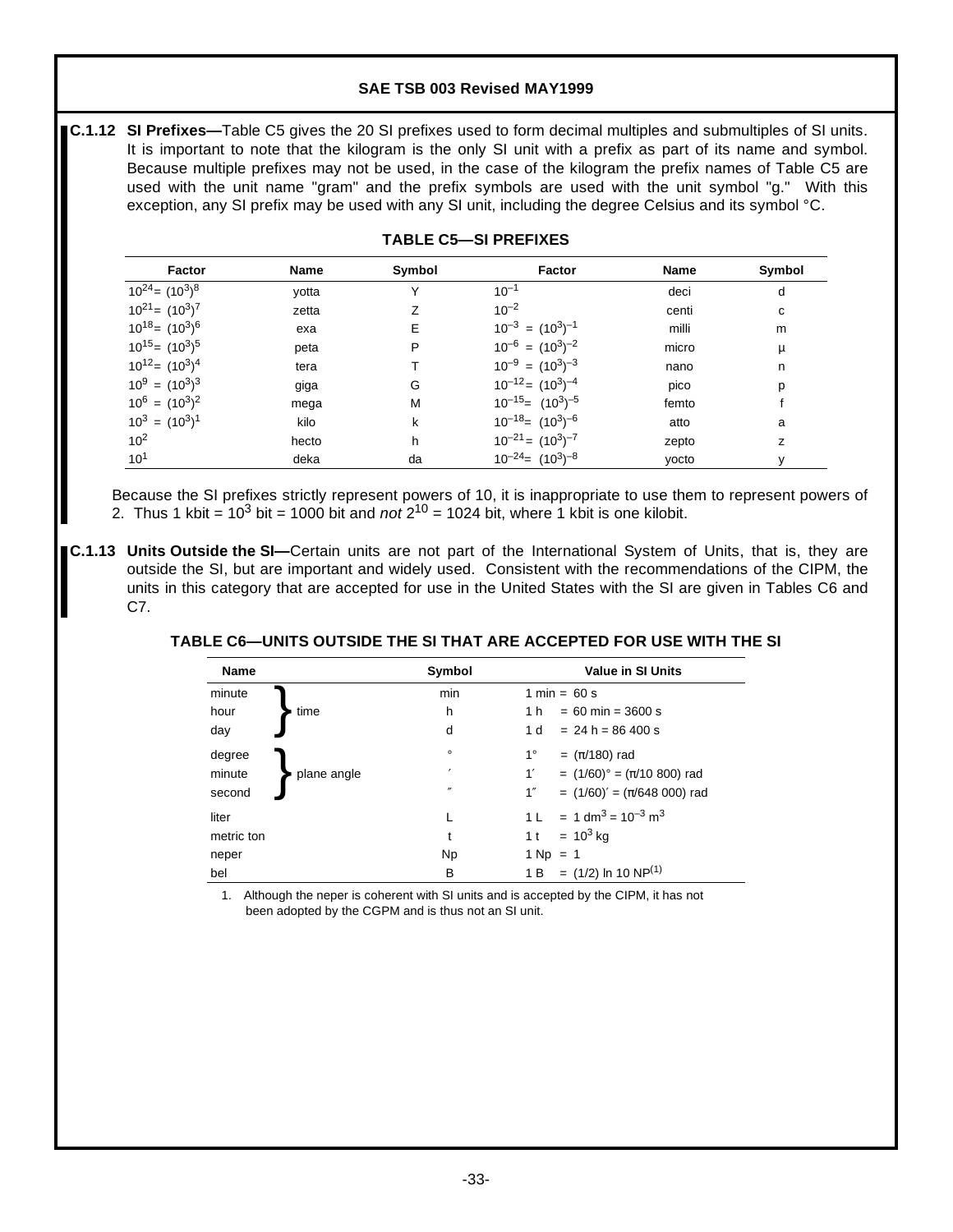**C.1.12 SI Prefixes—**Table C5 gives the 20 SI prefixes used to form decimal multiples and submultiples of SI units. It is important to note that the kilogram is the only SI unit with a prefix as part of its name and symbol. Because multiple prefixes may not be used, in the case of the kilogram the prefix names of Table C5 are used with the unit name "gram" and the prefix symbols are used with the unit symbol "g." With this exception, any SI prefix may be used with any SI unit, including the degree Celsius and its symbol °C.

**TABLE C5—SI PREFIXES**

| Factor | Name | Symbol | Factor | Name | Symbol |
|---|---|---|---|---|---|
| $10^{24} = (10^3)^8$ | yotta | Y | $10^{-1}$ | deci | d |
| $10^{21} = (10^3)^7$ | zetta | Z | $10^{-2}$ | centi | c |
| $10^{18} = (10^3)^6$ | exa | E | $10^{-3} = (10^3)^{-1}$ | milli | m |
| $10^{15} = (10^3)^5$ | peta | P | $10^{-6} = (10^3)^{-2}$ | micro | µ |
| $10^{12} = (10^3)^4$ | tera | T | $10^{-9} = (10^3)^{-3}$ | nano | n |
| $10^{9} = (10^3)^3$ | giga | G | $10^{-12} = (10^3)^{-4}$ | pico | p |
| $10^{6} = (10^3)^2$ | mega | M | $10^{-15} = (10^3)^{-5}$ | femto | f |
| $10^{3} = (10^3)^1$ | kilo | k | $10^{-18} = (10^3)^{-6}$ | atto | a |
| $10^{2}$ | hecto | h | $10^{-21} = (10^3)^{-7}$ | zepto | z |
| $10^{1}$ | deka | da | $10^{-24} = (10^3)^{-8}$ | yocto | y |

Because the SI prefixes strictly represent powers of 10, it is inappropriate to use them to represent powers of 2. Thus 1 kbit = $10^3$ bit = 1000 bit and *not* $2^{10}$ = 1024 bit, where 1 kbit is one kilobit.

**C.1.13 Units Outside the SI—**Certain units are not part of the International System of Units, that is, they are outside the SI, but are important and widely used. Consistent with the recommendations of the CIPM, the units in this category that are accepted for use in the United States with the SI are given in Tables C6 and C7.

**TABLE C6—UNITS OUTSIDE THE SI THAT ARE ACCEPTED FOR USE WITH THE SI**

| Name | | Symbol | Value in SI Units |
|---|---|---|---|
| minute | time | min | 1 min = 60 s |
| hour | time | h | 1 h = 60 min = 3600 s |
| day | time | d | 1 d = 24 h = 86 400 s |
| degree | plane angle | ° | 1° = (π/180) rad |
| minute | plane angle | ′ | 1′ = (1/60)° = (π/10 800) rad |
| second | plane angle | ″ | 1″ = (1/60)′ = (π/648 000) rad |
| liter | | L | 1 L = 1 $dm^3 = 10^{-3}$ $m^3$ |
| metric ton | | t | 1 t = $10^3$ kg |
| neper | | Np | 1 Np = 1 |
| bel | | B | 1 B = (1/2) ln 10 NP[1] |

1. Although the neper is coherent with SI units and is accepted by the CIPM, it has not been adopted by the CGPM and is thus not an SI unit.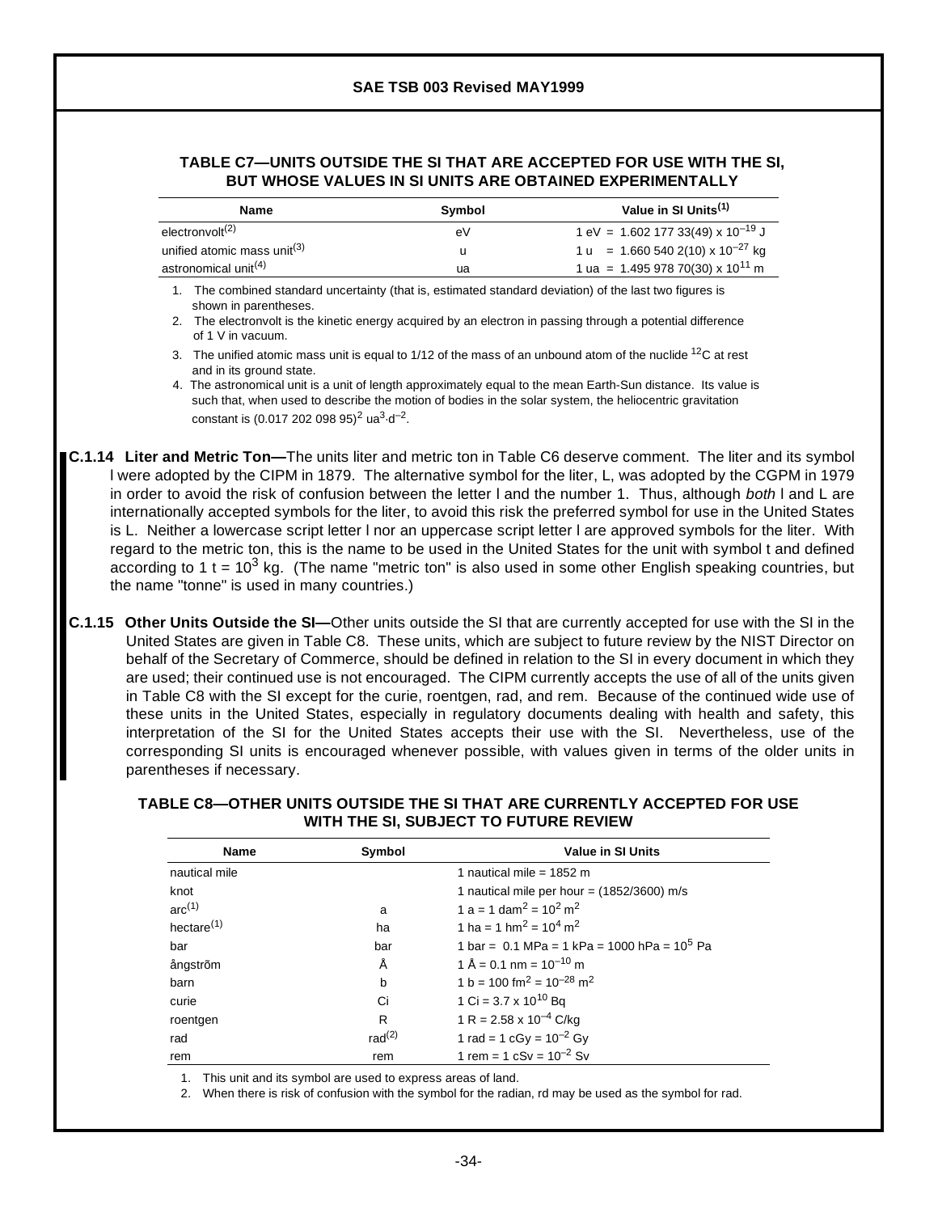**TABLE C7—UNITS OUTSIDE THE SI THAT ARE ACCEPTED FOR USE WITH THE SI, BUT WHOSE VALUES IN SI UNITS ARE OBTAINED EXPERIMENTALLY**

| Name | Symbol | Value in SI Units[(1)] |
|---|---|---|
| electronvolt[(2)] | eV | 1 eV = 1.602 177 33(49) x $10^{-19}$ J |
| unified atomic mass unit[(3)] | u | 1 u = 1.660 540 2(10) x $10^{-27}$ kg |
| astronomical unit[(4)] | ua | 1 ua = 1.495 978 70(30) x $10^{11}$ m |

1. The combined standard uncertainty (that is, estimated standard deviation) of the last two figures is shown in parentheses.
2. The electronvolt is the kinetic energy acquired by an electron in passing through a potential difference of 1 V in vacuum.
3. The unified atomic mass unit is equal to 1/12 of the mass of an unbound atom of the nuclide $^{12}$C at rest and in its ground state.
4. The astronomical unit is a unit of length approximately equal to the mean Earth-Sun distance. Its value is such that, when used to describe the motion of bodies in the solar system, the heliocentric gravitation constant is $(0.017\ 202\ 098\ 95)^2\ \text{ua}^3{\cdot}\text{d}^{-2}$.

**C.1.14 Liter and Metric Ton—**The units liter and metric ton in Table C6 deserve comment. The liter and its symbol l were adopted by the CIPM in 1879. The alternative symbol for the liter, L, was adopted by the CGPM in 1979 in order to avoid the risk of confusion between the letter l and the number 1. Thus, although *both* l and L are internationally accepted symbols for the liter, to avoid this risk the preferred symbol for use in the United States is L. Neither a lowercase script letter l nor an uppercase script letter l are approved symbols for the liter. With regard to the metric ton, this is the name to be used in the United States for the unit with symbol t and defined according to 1 t = $10^3$ kg. (The name "metric ton" is also used in some other English speaking countries, but the name "tonne" is used in many countries.)

**C.1.15 Other Units Outside the SI—**Other units outside the SI that are currently accepted for use with the SI in the United States are given in Table C8. These units, which are subject to future review by the NIST Director on behalf of the Secretary of Commerce, should be defined in relation to the SI in every document in which they are used; their continued use is not encouraged. The CIPM currently accepts the use of all of the units given in Table C8 with the SI except for the curie, roentgen, rad, and rem. Because of the continued wide use of these units in the United States, especially in regulatory documents dealing with health and safety, this interpretation of the SI for the United States accepts their use with the SI. Nevertheless, use of the corresponding SI units is encouraged whenever possible, with values given in terms of the older units in parentheses if necessary.

**TABLE C8—OTHER UNITS OUTSIDE THE SI THAT ARE CURRENTLY ACCEPTED FOR USE WITH THE SI, SUBJECT TO FUTURE REVIEW**

| Name | Symbol | Value in SI Units |
|---|---|---|
| nautical mile | | 1 nautical mile = 1852 m |
| knot | | 1 nautical mile per hour = (1852/3600) m/s |
| arc[(1)] | a | 1 a = 1 dam$^2$ = $10^2$ m$^2$ |
| hectare[(1)] | ha | 1 ha = 1 hm$^2$ = $10^4$ m$^2$ |
| bar | bar | 1 bar = 0.1 MPa = 1 kPa = 1000 hPa = $10^5$ Pa |
| ångstrõm | Å | 1 Å = 0.1 nm = $10^{-10}$ m |
| barn | b | 1 b = 100 fm$^2$ = $10^{-28}$ m$^2$ |
| curie | Ci | 1 Ci = 3.7 x $10^{10}$ Bq |
| roentgen | R | 1 R = 2.58 x $10^{-4}$ C/kg |
| rad | rad[(2)] | 1 rad = 1 cGy = $10^{-2}$ Gy |
| rem | rem | 1 rem = 1 cSv = $10^{-2}$ Sv |

1. This unit and its symbol are used to express areas of land.
2. When there is risk of confusion with the symbol for the radian, rd may be used as the symbol for rad.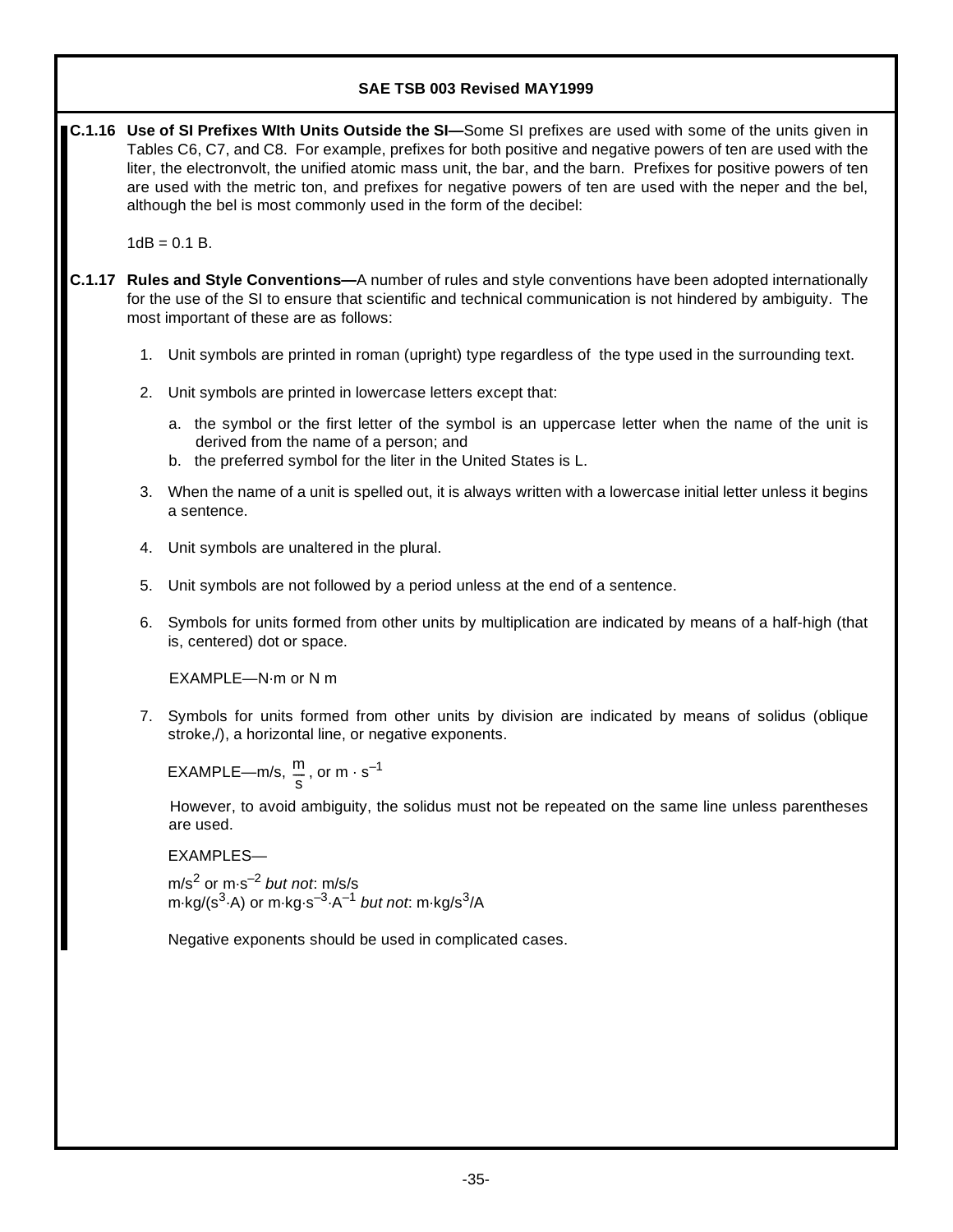**C.1.16 Use of SI Prefixes WIth Units Outside the SI—**Some SI prefixes are used with some of the units given in Tables C6, C7, and C8. For example, prefixes for both positive and negative powers of ten are used with the liter, the electronvolt, the unified atomic mass unit, the bar, and the barn. Prefixes for positive powers of ten are used with the metric ton, and prefixes for negative powers of ten are used with the neper and the bel, although the bel is most commonly used in the form of the decibel:

1dB = 0.1 B.

**C.1.17 Rules and Style Conventions—**A number of rules and style conventions have been adopted internationally for the use of the SI to ensure that scientific and technical communication is not hindered by ambiguity. The most important of these are as follows:

1. Unit symbols are printed in roman (upright) type regardless of the type used in the surrounding text.

2. Unit symbols are printed in lowercase letters except that:

   a. the symbol or the first letter of the symbol is an uppercase letter when the name of the unit is derived from the name of a person; and
   b. the preferred symbol for the liter in the United States is L.

3. When the name of a unit is spelled out, it is always written with a lowercase initial letter unless it begins a sentence.

4. Unit symbols are unaltered in the plural.

5. Unit symbols are not followed by a period unless at the end of a sentence.

6. Symbols for units formed from other units by multiplication are indicated by means of a half-high (that is, centered) dot or space.

   EXAMPLE—N·m or N m

7. Symbols for units formed from other units by division are indicated by means of solidus (oblique stroke,/), a horizontal line, or negative exponents.

   EXAMPLE—m/s, $\frac{\text{m}}{\text{s}}$, or $\text{m} \cdot \text{s}^{-1}$

   However, to avoid ambiguity, the solidus must not be repeated on the same line unless parentheses are used.

   EXAMPLES—

   $\text{m/s}^2$ or $\text{m·s}^{-2}$ *but not*: m/s/s
   $\text{m·kg/(s}^3\text{·A)}$ or $\text{m·kg·s}^{-3}\text{·A}^{-1}$ *but not*: $\text{m·kg/s}^3\text{/A}$

   Negative exponents should be used in complicated cases.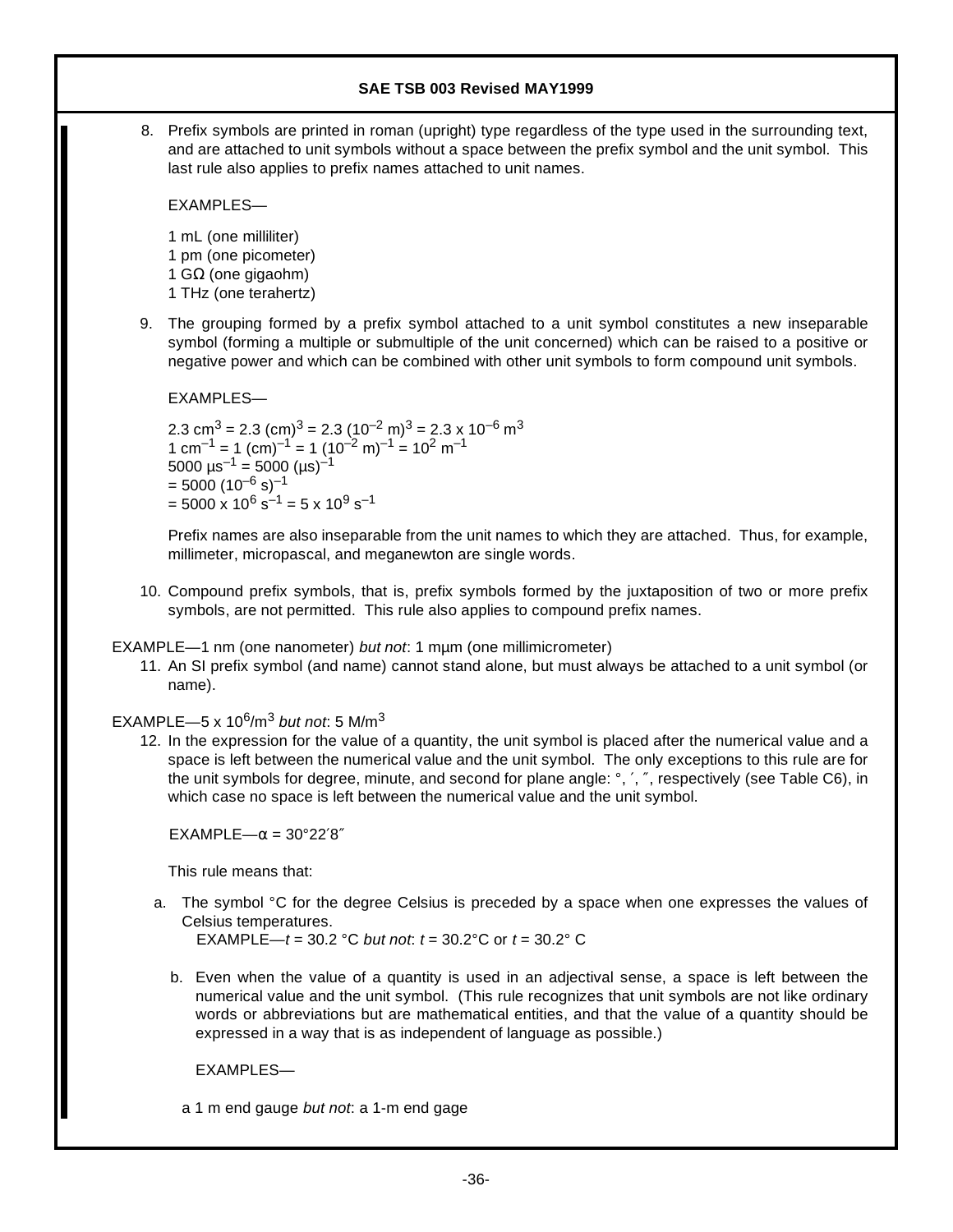8. Prefix symbols are printed in roman (upright) type regardless of the type used in the surrounding text, and are attached to unit symbols without a space between the prefix symbol and the unit symbol. This last rule also applies to prefix names attached to unit names.

   EXAMPLES—

   1 mL (one milliliter)
   1 pm (one picometer)
   1 GΩ (one gigaohm)
   1 THz (one terahertz)

9. The grouping formed by a prefix symbol attached to a unit symbol constitutes a new inseparable symbol (forming a multiple or submultiple of the unit concerned) which can be raised to a positive or negative power and which can be combined with other unit symbols to form compound unit symbols.

   EXAMPLES—

   $2.3 \text{ cm}^3 = 2.3 \text{ (cm)}^3 = 2.3 \text{ (}10^{-2}\text{ m)}^3 = 2.3 \times 10^{-6} \text{ m}^3$
   $1 \text{ cm}^{-1} = 1 \text{ (cm)}^{-1} = 1 \text{ (}10^{-2}\text{ m)}^{-1} = 10^2 \text{ m}^{-1}$
   $5000 \text{ µs}^{-1} = 5000 \text{ (µs)}^{-1}$
   $= 5000 \text{ (}10^{-6}\text{ s)}^{-1}$
   $= 5000 \times 10^6 \text{ s}^{-1} = 5 \times 10^9 \text{ s}^{-1}$

   Prefix names are also inseparable from the unit names to which they are attached. Thus, for example, millimeter, micropascal, and meganewton are single words.

10. Compound prefix symbols, that is, prefix symbols formed by the juxtaposition of two or more prefix symbols, are not permitted. This rule also applies to compound prefix names.

EXAMPLE—1 nm (one nanometer) *but not*: 1 mµm (one millimicrometer)

11. An SI prefix symbol (and name) cannot stand alone, but must always be attached to a unit symbol (or name).

EXAMPLE—$5 \times 10^6\text{/m}^3$ *but not*: $5 \text{ M/m}^3$

12. In the expression for the value of a quantity, the unit symbol is placed after the numerical value and a space is left between the numerical value and the unit symbol. The only exceptions to this rule are for the unit symbols for degree, minute, and second for plane angle: °, ′, ″, respectively (see Table C6), in which case no space is left between the numerical value and the unit symbol.

    EXAMPLE—α = 30°22′8″

    This rule means that:

    a. The symbol °C for the degree Celsius is preceded by a space when one expresses the values of Celsius temperatures.
       EXAMPLE—*t* = 30.2 °C *but not*: *t* = 30.2°C or *t* = 30.2° C

    b. Even when the value of a quantity is used in an adjectival sense, a space is left between the numerical value and the unit symbol. (This rule recognizes that unit symbols are not like ordinary words or abbreviations but are mathematical entities, and that the value of a quantity should be expressed in a way that is as independent of language as possible.)

       EXAMPLES—

       a 1 m end gauge *but not*: a 1-m end gage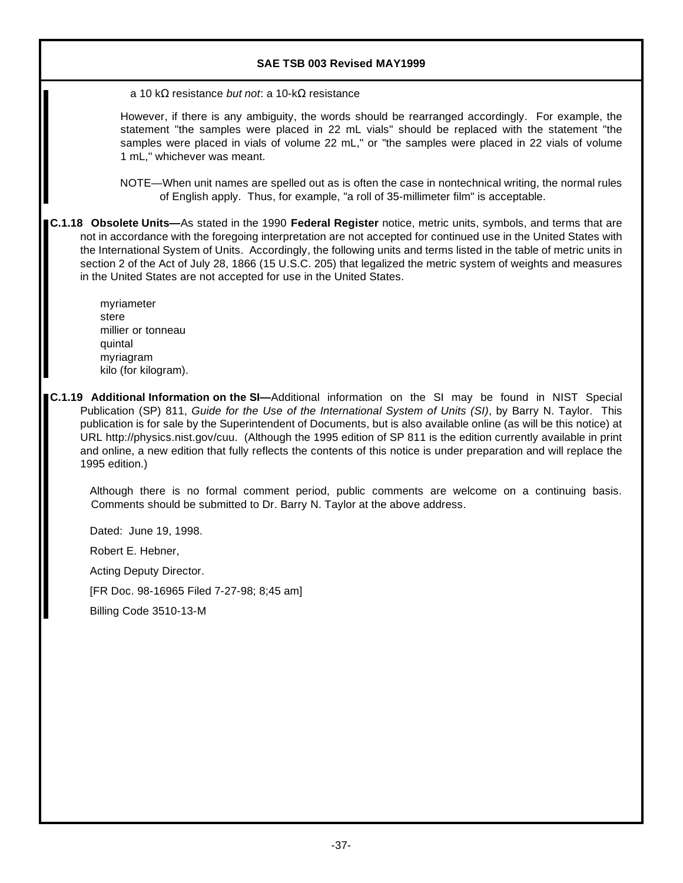a 10 kΩ resistance *but not*: a 10-kΩ resistance

However, if there is any ambiguity, the words should be rearranged accordingly. For example, the statement "the samples were placed in 22 mL vials" should be replaced with the statement "the samples were placed in vials of volume 22 mL," or "the samples were placed in 22 vials of volume 1 mL," whichever was meant.

NOTE—When unit names are spelled out as is often the case in nontechnical writing, the normal rules of English apply. Thus, for example, "a roll of 35-millimeter film" is acceptable.

**C.1.18 Obsolete Units—**As stated in the 1990 **Federal Register** notice, metric units, symbols, and terms that are not in accordance with the foregoing interpretation are not accepted for continued use in the United States with the International System of Units. Accordingly, the following units and terms listed in the table of metric units in section 2 of the Act of July 28, 1866 (15 U.S.C. 205) that legalized the metric system of weights and measures in the United States are not accepted for use in the United States.

myriameter  
stere  
millier or tonneau  
quintal  
myriagram  
kilo (for kilogram).

**C.1.19 Additional Information on the SI—**Additional information on the SI may be found in NIST Special Publication (SP) 811, *Guide for the Use of the International System of Units (SI)*, by Barry N. Taylor. This publication is for sale by the Superintendent of Documents, but is also available online (as will be this notice) at URL http://physics.nist.gov/cuu. (Although the 1995 edition of SP 811 is the edition currently available in print and online, a new edition that fully reflects the contents of this notice is under preparation and will replace the 1995 edition.)

Although there is no formal comment period, public comments are welcome on a continuing basis. Comments should be submitted to Dr. Barry N. Taylor at the above address.

Dated: June 19, 1998.

Robert E. Hebner,

Acting Deputy Director.

[FR Doc. 98-16965 Filed 7-27-98; 8;45 am]

Billing Code 3510-13-M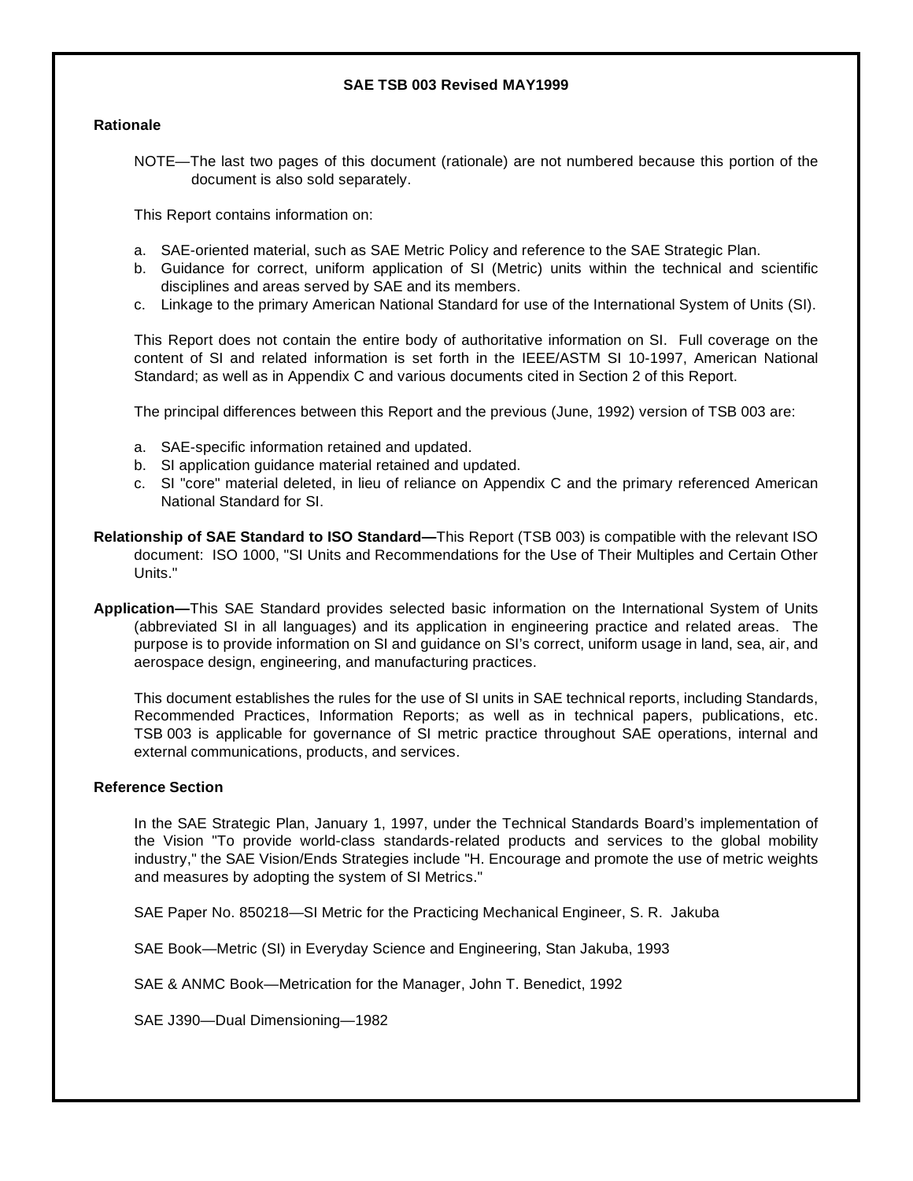**SAE TSB 003 Revised MAY1999**

**Rationale**

NOTE—The last two pages of this document (rationale) are not numbered because this portion of the document is also sold separately.

This Report contains information on:

a. SAE-oriented material, such as SAE Metric Policy and reference to the SAE Strategic Plan.
b. Guidance for correct, uniform application of SI (Metric) units within the technical and scientific disciplines and areas served by SAE and its members.
c. Linkage to the primary American National Standard for use of the International System of Units (SI).

This Report does not contain the entire body of authoritative information on SI. Full coverage on the content of SI and related information is set forth in the IEEE/ASTM SI 10-1997, American National Standard; as well as in Appendix C and various documents cited in Section 2 of this Report.

The principal differences between this Report and the previous (June, 1992) version of TSB 003 are:

a. SAE-specific information retained and updated.
b. SI application guidance material retained and updated.
c. SI "core" material deleted, in lieu of reliance on Appendix C and the primary referenced American National Standard for SI.

**Relationship of SAE Standard to ISO Standard—**This Report (TSB 003) is compatible with the relevant ISO document: ISO 1000, "SI Units and Recommendations for the Use of Their Multiples and Certain Other Units."

**Application—**This SAE Standard provides selected basic information on the International System of Units (abbreviated SI in all languages) and its application in engineering practice and related areas. The purpose is to provide information on SI and guidance on SI's correct, uniform usage in land, sea, air, and aerospace design, engineering, and manufacturing practices.

This document establishes the rules for the use of SI units in SAE technical reports, including Standards, Recommended Practices, Information Reports; as well as in technical papers, publications, etc. TSB 003 is applicable for governance of SI metric practice throughout SAE operations, internal and external communications, products, and services.

**Reference Section**

In the SAE Strategic Plan, January 1, 1997, under the Technical Standards Board's implementation of the Vision "To provide world-class standards-related products and services to the global mobility industry," the SAE Vision/Ends Strategies include "H. Encourage and promote the use of metric weights and measures by adopting the system of SI Metrics."

SAE Paper No. 850218—SI Metric for the Practicing Mechanical Engineer, S. R. Jakuba

SAE Book—Metric (SI) in Everyday Science and Engineering, Stan Jakuba, 1993

SAE & ANMC Book—Metrication for the Manager, John T. Benedict, 1992

SAE J390—Dual Dimensioning—1982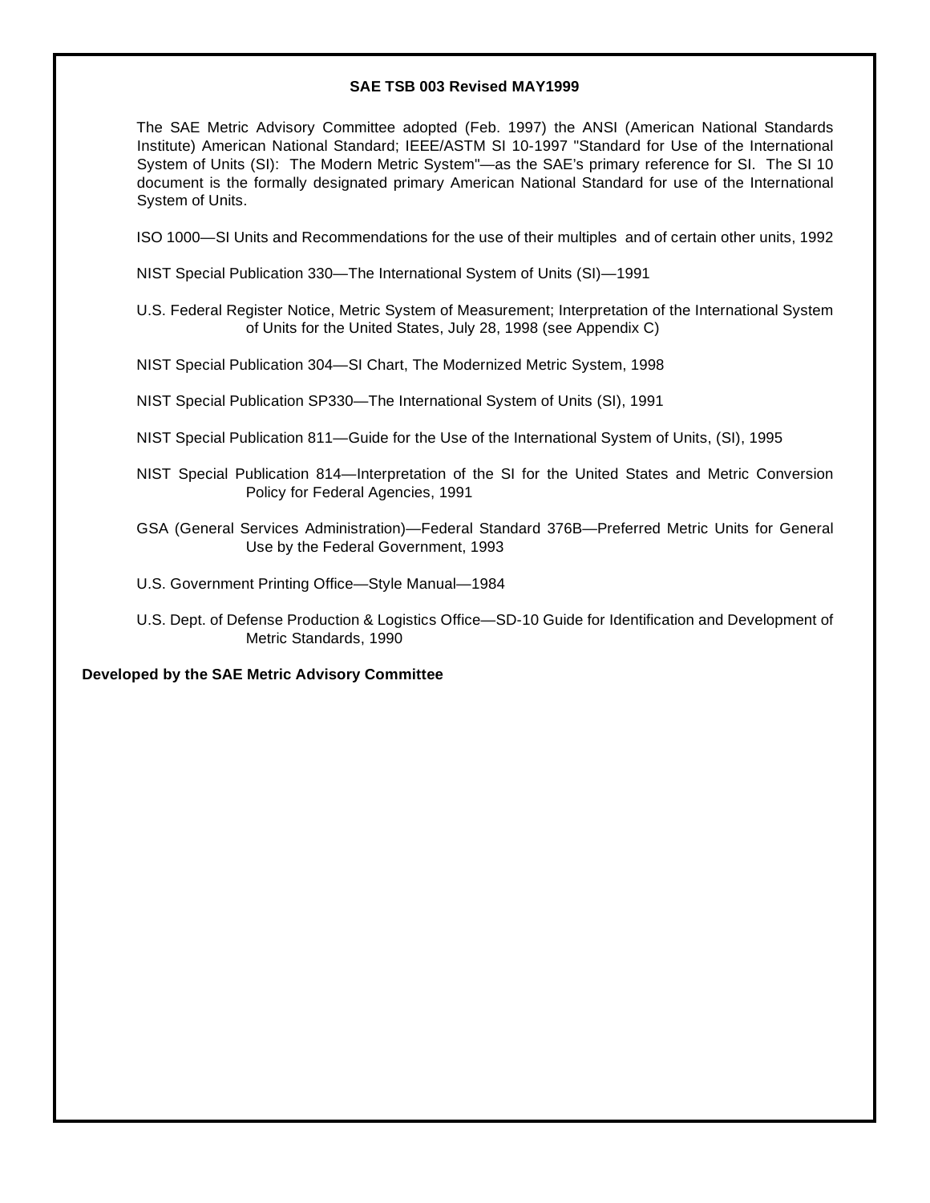The SAE Metric Advisory Committee adopted (Feb. 1997) the ANSI (American National Standards Institute) American National Standard; IEEE/ASTM SI 10-1997 "Standard for Use of the International System of Units (SI): The Modern Metric System"—as the SAE's primary reference for SI. The SI 10 document is the formally designated primary American National Standard for use of the International System of Units.

ISO 1000—SI Units and Recommendations for the use of their multiples and of certain other units, 1992

NIST Special Publication 330—The International System of Units (SI)—1991

U.S. Federal Register Notice, Metric System of Measurement; Interpretation of the International System of Units for the United States, July 28, 1998 (see Appendix C)

NIST Special Publication 304—SI Chart, The Modernized Metric System, 1998

NIST Special Publication SP330—The International System of Units (SI), 1991

NIST Special Publication 811—Guide for the Use of the International System of Units, (SI), 1995

NIST Special Publication 814—Interpretation of the SI for the United States and Metric Conversion Policy for Federal Agencies, 1991

GSA (General Services Administration)—Federal Standard 376B—Preferred Metric Units for General Use by the Federal Government, 1993

U.S. Government Printing Office—Style Manual—1984

U.S. Dept. of Defense Production & Logistics Office—SD-10 Guide for Identification and Development of Metric Standards, 1990

**Developed by the SAE Metric Advisory Committee**